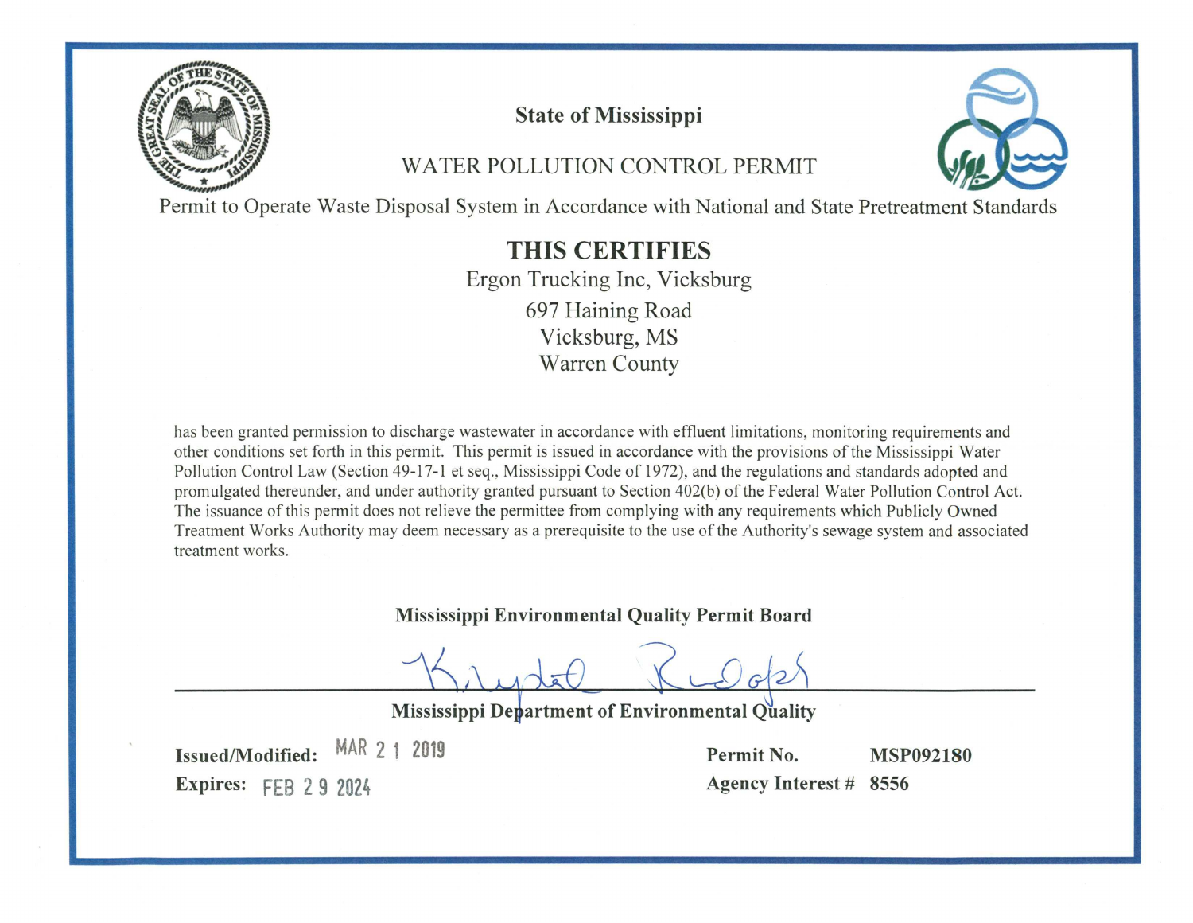# State of Mississippi

## WATER POLLUTION CONTROL PERMIT

Permit to Operate Waste Disposal System in Accordance with National and State Pretreatment Standards

## THIS CERTIFIES

Ergon Trucking Inc, Vicksburg
697 Haining Road
Vicksburg, MS
Warren County

has been granted permission to discharge wastewater in accordance with effluent limitations, monitoring requirements and other conditions set forth in this permit. This permit is issued in accordance with the provisions of the Mississippi Water Pollution Control Law (Section 49-17-1 et seq., Mississippi Code of 1972), and the regulations and standards adopted and promulgated thereunder, and under authority granted pursuant to Section 402(b) of the Federal Water Pollution Control Act. The issuance of this permit does not relieve the permittee from complying with any requirements which Publicly Owned Treatment Works Authority may deem necessary as a prerequisite to the use of the Authority's sewage system and associated treatment works.

**Mississippi Environmental Quality Permit Board**

**Mississippi Department of Environmental Quality**

**Issued/Modified:** MAR 21 2019

**Expires:** FEB 29 2024

**Permit No.** **MSP092180**

**Agency Interest #** **8556**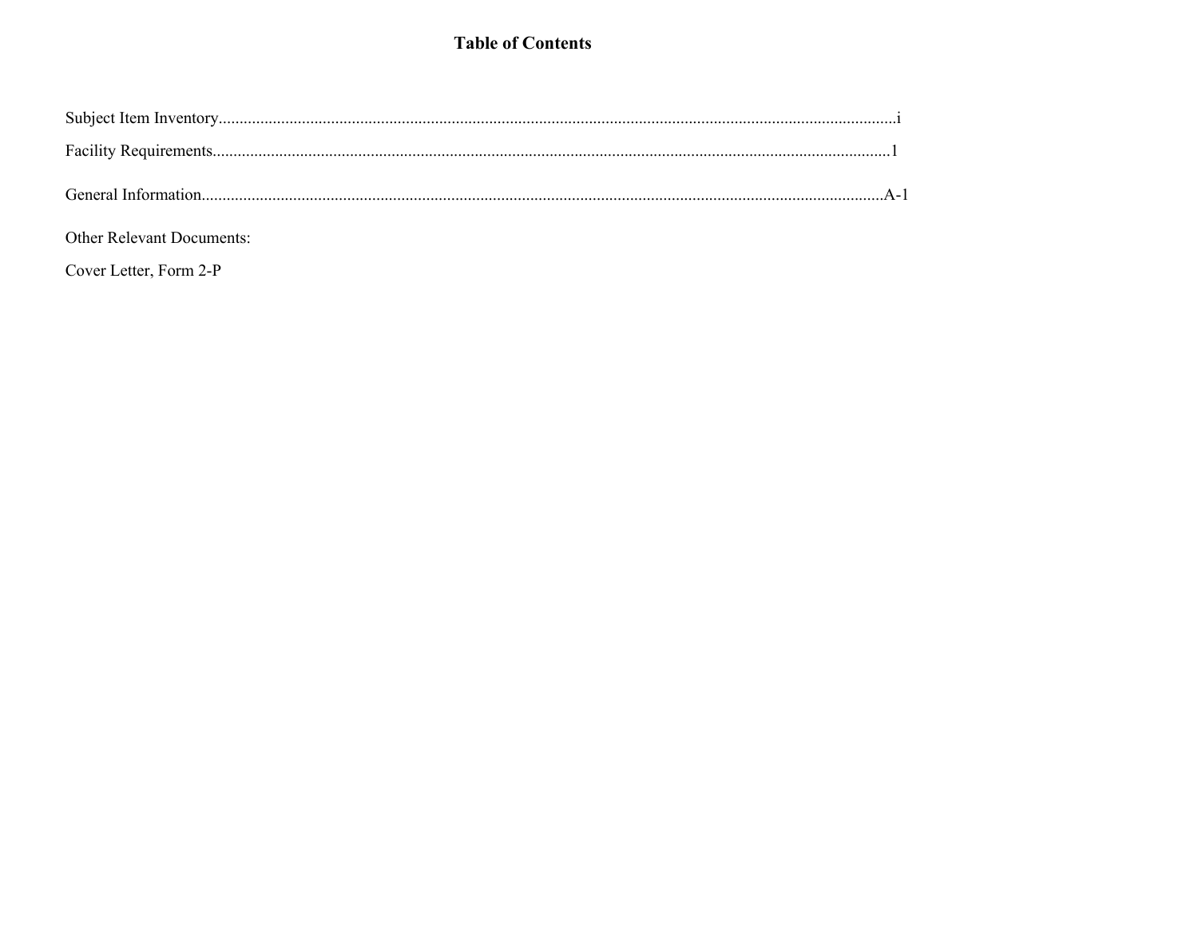# Table of Contents

Subject Item Inventory....................................................................................................i

Facility Requirements....................................................................................................1

General Information....................................................................................................A-1

Other Relevant Documents:

Cover Letter, Form 2-P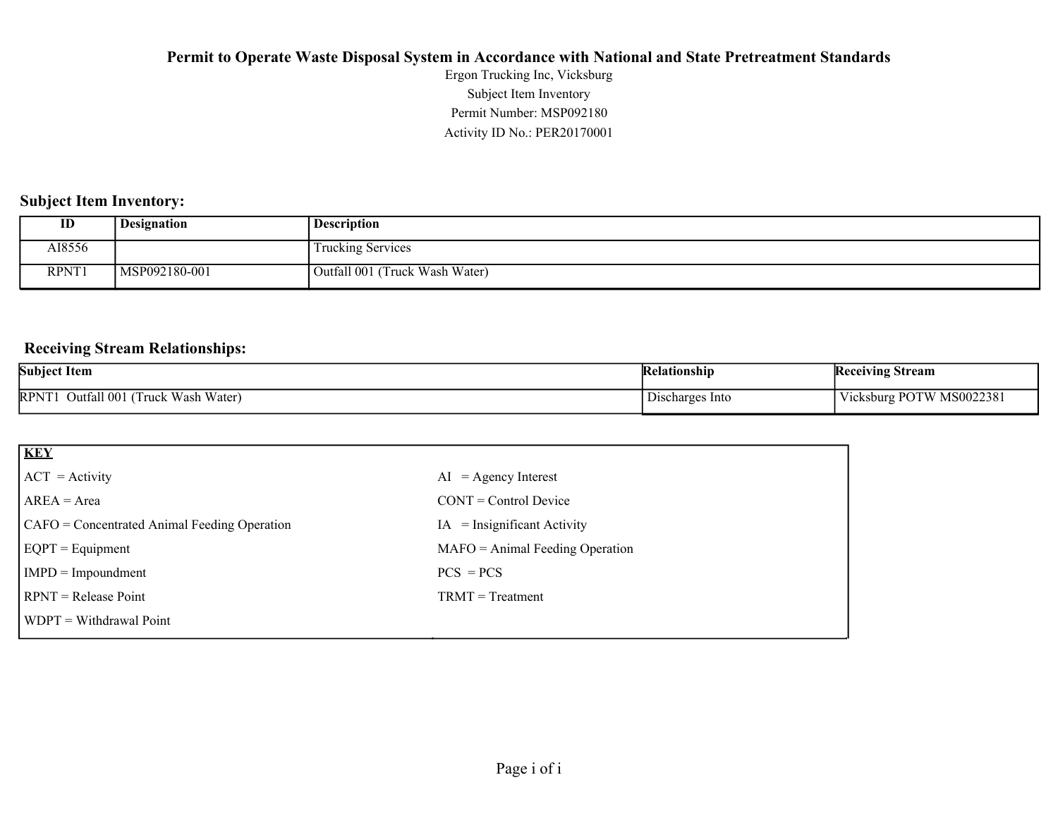# Permit to Operate Waste Disposal System in Accordance with National and State Pretreatment Standards

Ergon Trucking Inc, Vicksburg

Subject Item Inventory

Permit Number: MSP092180

Activity ID No.: PER20170001

## Subject Item Inventory:

| ID | Designation | Description |
|---|---|---|
| AI8556 | | Trucking Services |
| RPNT1 | MSP092180-001 | Outfall 001 (Truck Wash Water) |

## Receiving Stream Relationships:

| Subject Item | Relationship | Receiving Stream |
|---|---|---|
| RPNT1 Outfall 001 (Truck Wash Water) | Discharges Into | Vicksburg POTW MS0022381 |

| **KEY** | |
|---|---|
| ACT = Activity | AI = Agency Interest |
| AREA = Area | CONT = Control Device |
| CAFO = Concentrated Animal Feeding Operation | IA = Insignificant Activity |
| EQPT = Equipment | MAFO = Animal Feeding Operation |
| IMPD = Impoundment | PCS = PCS |
| RPNT = Release Point | TRMT = Treatment |
| WDPT = Withdrawal Point | |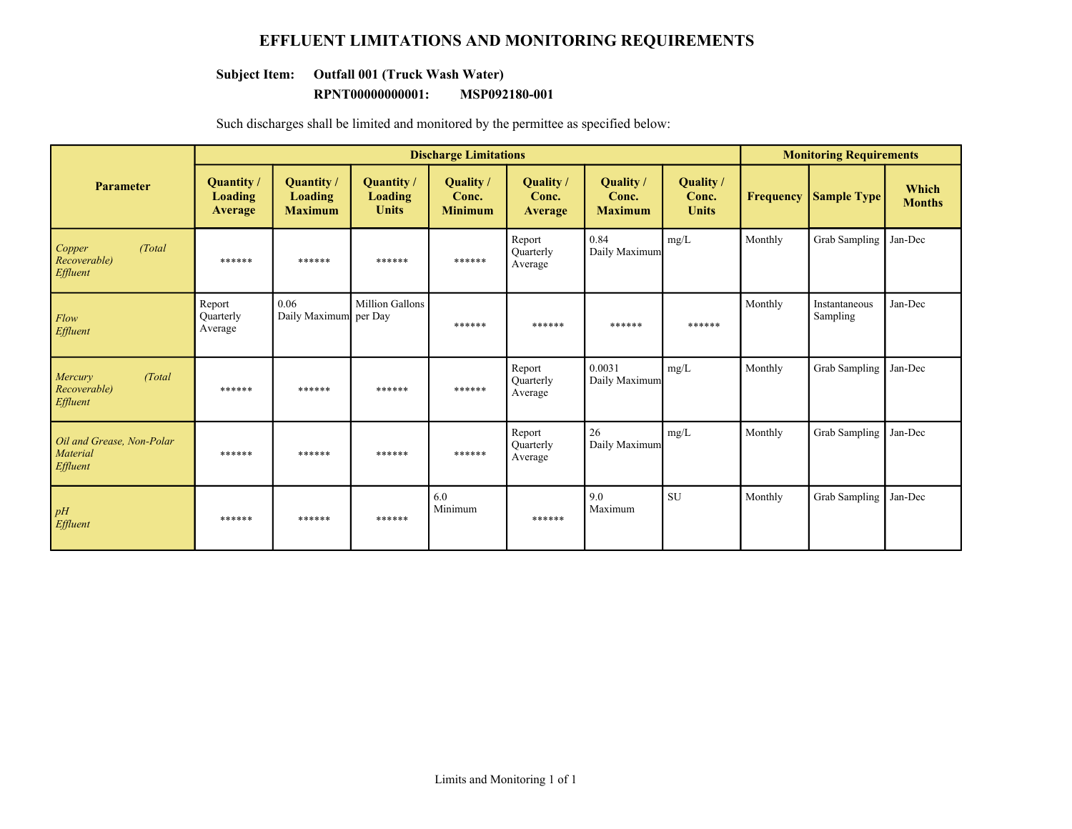# EFFLUENT LIMITATIONS AND MONITORING REQUIREMENTS

**Subject Item:** **Outfall 001 (Truck Wash Water)**

**RPNT00000000001:** **MSP092180-001**

Such discharges shall be limited and monitored by the permittee as specified below:

| Parameter | Discharge Limitations | | | | | | | Monitoring Requirements | | |
|---|---|---|---|---|---|---|---|---|---|---|
| | Quantity / Loading Average | Quantity / Loading Maximum | Quantity / Loading Units | Quality / Conc. Minimum | Quality / Conc. Average | Quality / Conc. Maximum | Quality / Conc. Units | Frequency | Sample Type | Which Months |
| *Copper (Total Recoverable) Effluent* | ****** | ****** | ****** | ****** | Report Quarterly Average | 0.84 Daily Maximum | mg/L | Monthly | Grab Sampling | Jan-Dec |
| *Flow Effluent* | Report Quarterly Average | 0.06 Daily Maximum | Million Gallons per Day | ****** | ****** | ****** | ****** | Monthly | Instantaneous Sampling | Jan-Dec |
| *Mercury (Total Recoverable) Effluent* | ****** | ****** | ****** | ****** | Report Quarterly Average | 0.0031 Daily Maximum | mg/L | Monthly | Grab Sampling | Jan-Dec |
| *Oil and Grease, Non-Polar Material Effluent* | ****** | ****** | ****** | ****** | Report Quarterly Average | 26 Daily Maximum | mg/L | Monthly | Grab Sampling | Jan-Dec |
| *pH Effluent* | ****** | ****** | ****** | 6.0 Minimum | ****** | 9.0 Maximum | SU | Monthly | Grab Sampling | Jan-Dec |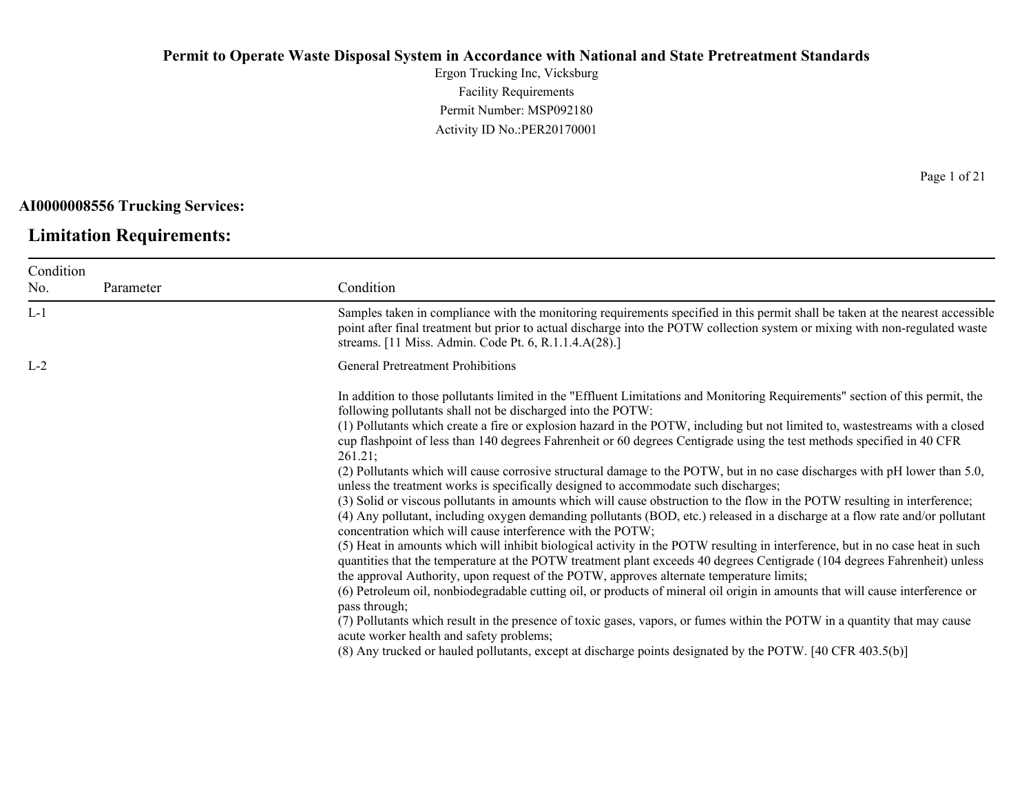**Permit to Operate Waste Disposal System in Accordance with National and State Pretreatment Standards**

Ergon Trucking Inc, Vicksburg
Facility Requirements
Permit Number: MSP092180
Activity ID No.:PER20170001

**AI0000008556 Trucking Services:**

## Limitation Requirements:

| Condition No. | Parameter | Condition |
|---|---|---|
| L-1 | | Samples taken in compliance with the monitoring requirements specified in this permit shall be taken at the nearest accessible point after final treatment but prior to actual discharge into the POTW collection system or mixing with non-regulated waste streams. [11 Miss. Admin. Code Pt. 6, R.1.1.4.A(28).] |
| L-2 | | General Pretreatment Prohibitions<br><br>In addition to those pollutants limited in the "Effluent Limitations and Monitoring Requirements" section of this permit, the following pollutants shall not be discharged into the POTW:<br>(1) Pollutants which create a fire or explosion hazard in the POTW, including but not limited to, wastestreams with a closed cup flashpoint of less than 140 degrees Fahrenheit or 60 degrees Centigrade using the test methods specified in 40 CFR 261.21;<br>(2) Pollutants which will cause corrosive structural damage to the POTW, but in no case discharges with pH lower than 5.0, unless the treatment works is specifically designed to accommodate such discharges;<br>(3) Solid or viscous pollutants in amounts which will cause obstruction to the flow in the POTW resulting in interference;<br>(4) Any pollutant, including oxygen demanding pollutants (BOD, etc.) released in a discharge at a flow rate and/or pollutant concentration which will cause interference with the POTW;<br>(5) Heat in amounts which will inhibit biological activity in the POTW resulting in interference, but in no case heat in such quantities that the temperature at the POTW treatment plant exceeds 40 degrees Centigrade (104 degrees Fahrenheit) unless the approval Authority, upon request of the POTW, approves alternate temperature limits;<br>(6) Petroleum oil, nonbiodegradable cutting oil, or products of mineral oil origin in amounts that will cause interference or pass through;<br>(7) Pollutants which result in the presence of toxic gases, vapors, or fumes within the POTW in a quantity that may cause acute worker health and safety problems;<br>(8) Any trucked or hauled pollutants, except at discharge points designated by the POTW. [40 CFR 403.5(b)] |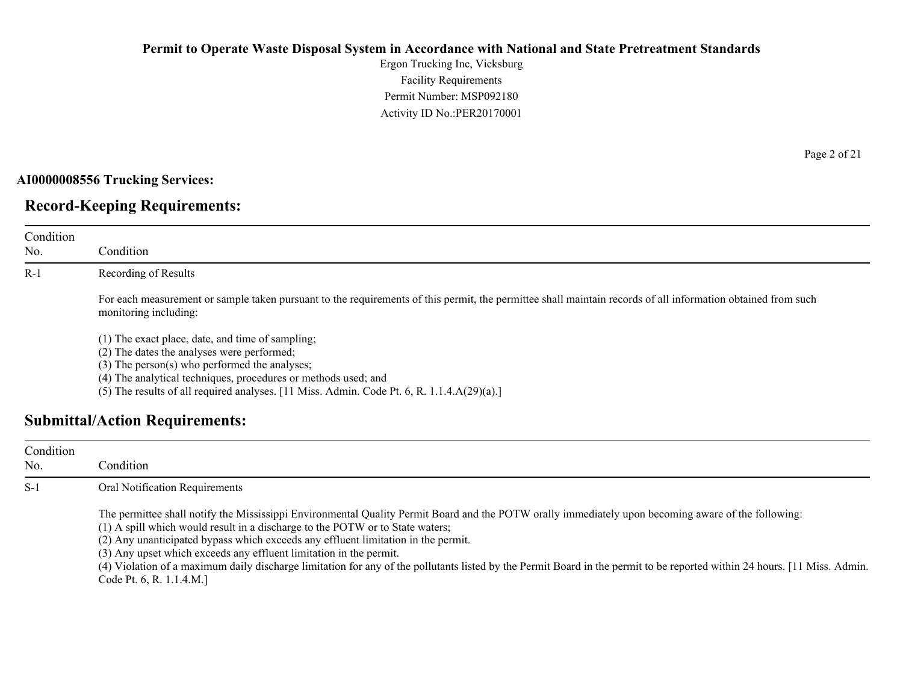**AI0000008556 Trucking Services:**

## Record-Keeping Requirements:

| Condition No. | Condition |
|---|---|
| R-1 | Recording of Results<br><br>For each measurement or sample taken pursuant to the requirements of this permit, the permittee shall maintain records of all information obtained from such monitoring including:<br><br>(1) The exact place, date, and time of sampling;<br>(2) The dates the analyses were performed;<br>(3) The person(s) who performed the analyses;<br>(4) The analytical techniques, procedures or methods used; and<br>(5) The results of all required analyses. [11 Miss. Admin. Code Pt. 6, R. 1.1.4.A(29)(a).] |

## Submittal/Action Requirements:

| Condition No. | Condition |
|---|---|
| S-1 | Oral Notification Requirements<br><br>The permittee shall notify the Mississippi Environmental Quality Permit Board and the POTW orally immediately upon becoming aware of the following:<br>(1) A spill which would result in a discharge to the POTW or to State waters;<br>(2) Any unanticipated bypass which exceeds any effluent limitation in the permit.<br>(3) Any upset which exceeds any effluent limitation in the permit.<br>(4) Violation of a maximum daily discharge limitation for any of the pollutants listed by the Permit Board in the permit to be reported within 24 hours. [11 Miss. Admin. Code Pt. 6, R. 1.1.4.M.] |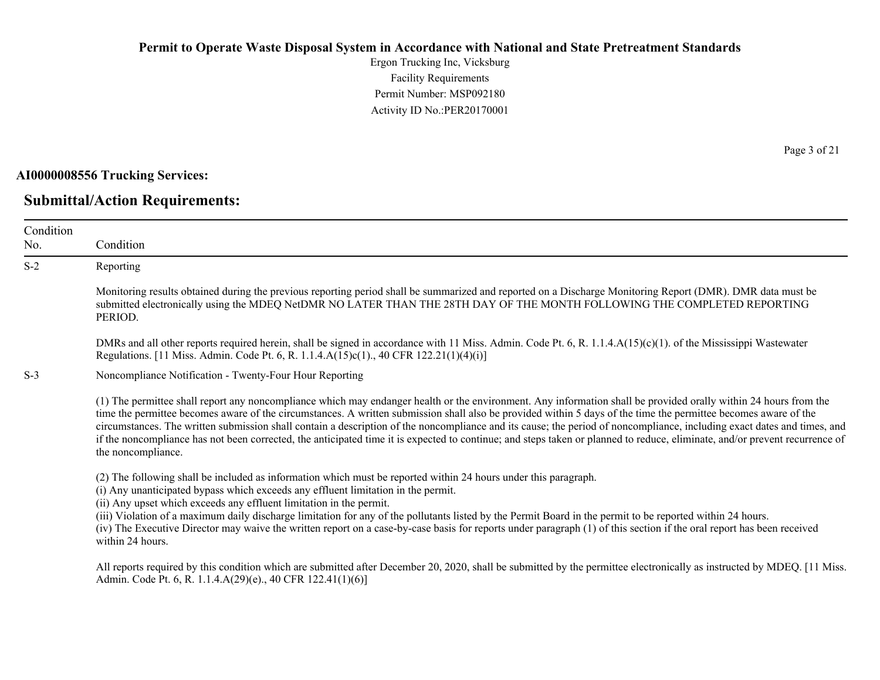**AI0000008556 Trucking Services:**

## Submittal/Action Requirements:

| Condition No. | Condition |
|---|---|
| S-2 | Reporting<br><br>Monitoring results obtained during the previous reporting period shall be summarized and reported on a Discharge Monitoring Report (DMR). DMR data must be submitted electronically using the MDEQ NetDMR NO LATER THAN THE 28TH DAY OF THE MONTH FOLLOWING THE COMPLETED REPORTING PERIOD.<br><br>DMRs and all other reports required herein, shall be signed in accordance with 11 Miss. Admin. Code Pt. 6, R. 1.1.4.A(15)(c)(1). of the Mississippi Wastewater Regulations. [11 Miss. Admin. Code Pt. 6, R. 1.1.4.A(15)c(1)., 40 CFR 122.21(1)(4)(i)] |
| S-3 | Noncompliance Notification - Twenty-Four Hour Reporting<br><br>(1) The permittee shall report any noncompliance which may endanger health or the environment. Any information shall be provided orally within 24 hours from the time the permittee becomes aware of the circumstances. A written submission shall also be provided within 5 days of the time the permittee becomes aware of the circumstances. The written submission shall contain a description of the noncompliance and its cause; the period of noncompliance, including exact dates and times, and if the noncompliance has not been corrected, the anticipated time it is expected to continue; and steps taken or planned to reduce, eliminate, and/or prevent recurrence of the noncompliance.<br><br>(2) The following shall be included as information which must be reported within 24 hours under this paragraph.<br>(i) Any unanticipated bypass which exceeds any effluent limitation in the permit.<br>(ii) Any upset which exceeds any effluent limitation in the permit.<br>(iii) Violation of a maximum daily discharge limitation for any of the pollutants listed by the Permit Board in the permit to be reported within 24 hours.<br>(iv) The Executive Director may waive the written report on a case-by-case basis for reports under paragraph (1) of this section if the oral report has been received within 24 hours.<br><br>All reports required by this condition which are submitted after December 20, 2020, shall be submitted by the permittee electronically as instructed by MDEQ. [11 Miss. Admin. Code Pt. 6, R. 1.1.4.A(29)(e)., 40 CFR 122.41(1)(6)] |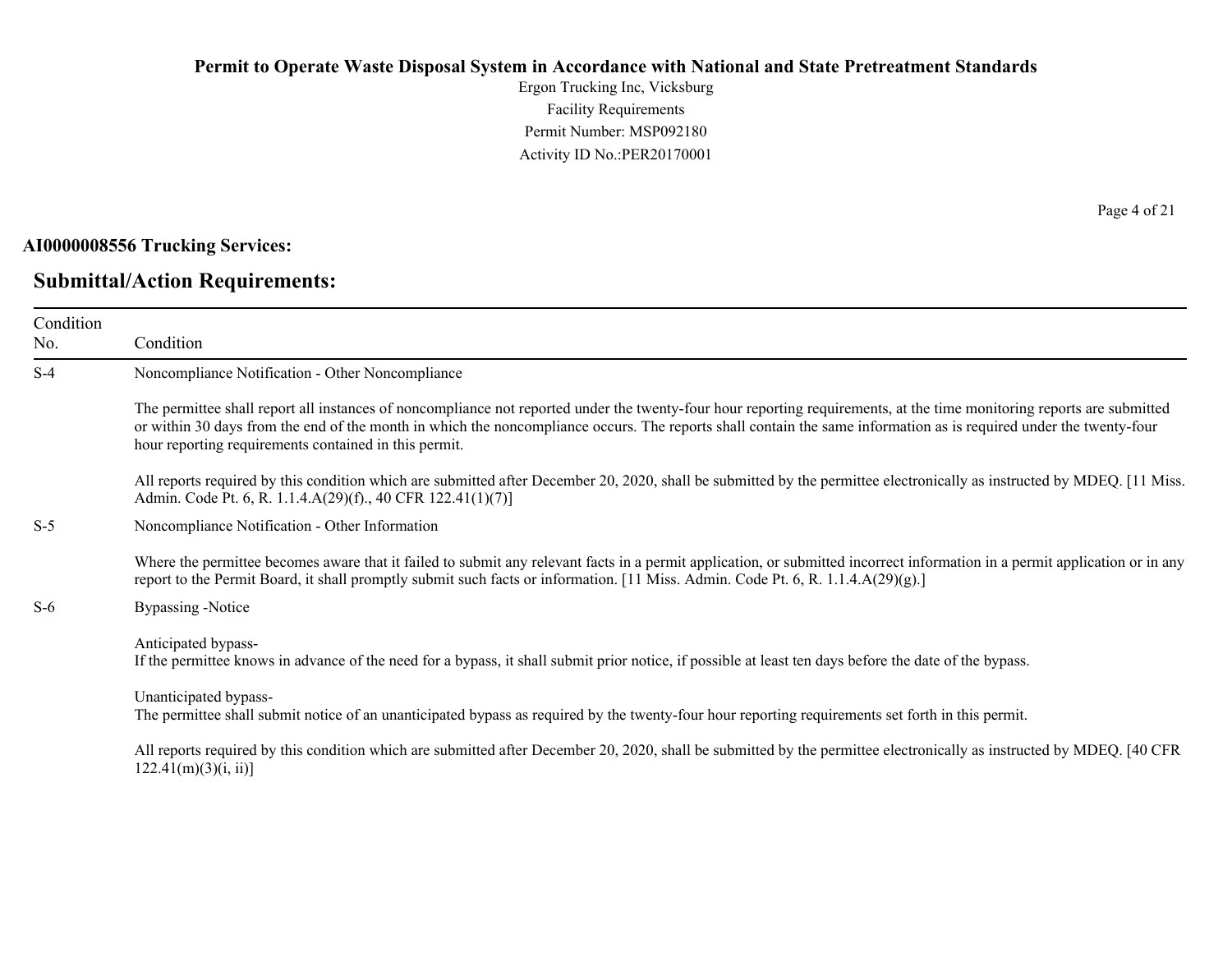**AI0000008556 Trucking Services:**

## Submittal/Action Requirements:

| Condition No. | Condition |
|---|---|
| S-4 | Noncompliance Notification - Other Noncompliance<br><br>The permittee shall report all instances of noncompliance not reported under the twenty-four hour reporting requirements, at the time monitoring reports are submitted or within 30 days from the end of the month in which the noncompliance occurs. The reports shall contain the same information as is required under the twenty-four hour reporting requirements contained in this permit.<br><br>All reports required by this condition which are submitted after December 20, 2020, shall be submitted by the permittee electronically as instructed by MDEQ. [11 Miss. Admin. Code Pt. 6, R. 1.1.4.A(29)(f)., 40 CFR 122.41(1)(7)] |
| S-5 | Noncompliance Notification - Other Information<br><br>Where the permittee becomes aware that it failed to submit any relevant facts in a permit application, or submitted incorrect information in a permit application or in any report to the Permit Board, it shall promptly submit such facts or information. [11 Miss. Admin. Code Pt. 6, R. 1.1.4.A(29)(g).] |
| S-6 | Bypassing -Notice<br><br>Anticipated bypass-<br>If the permittee knows in advance of the need for a bypass, it shall submit prior notice, if possible at least ten days before the date of the bypass.<br><br>Unanticipated bypass-<br>The permittee shall submit notice of an unanticipated bypass as required by the twenty-four hour reporting requirements set forth in this permit.<br><br>All reports required by this condition which are submitted after December 20, 2020, shall be submitted by the permittee electronically as instructed by MDEQ. [40 CFR 122.41(m)(3)(i, ii)] |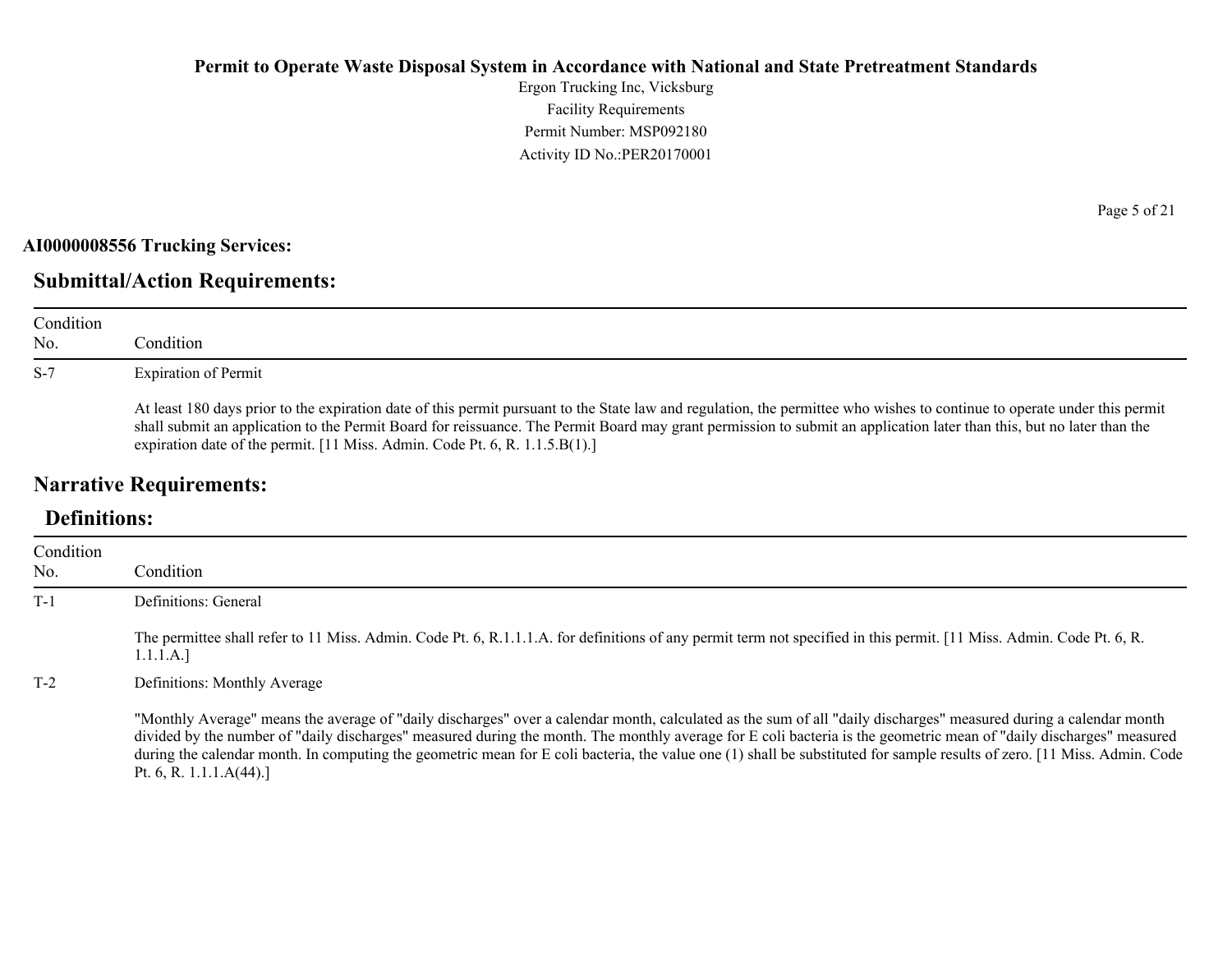**AI0000008556 Trucking Services:**

## Submittal/Action Requirements:

| Condition No. | Condition |
|---|---|
| S-7 | Expiration of Permit<br><br>At least 180 days prior to the expiration date of this permit pursuant to the State law and regulation, the permittee who wishes to continue to operate under this permit shall submit an application to the Permit Board for reissuance. The Permit Board may grant permission to submit an application later than this, but no later than the expiration date of the permit. [11 Miss. Admin. Code Pt. 6, R. 1.1.5.B(1).] |

## Narrative Requirements:

### Definitions:

| Condition No. | Condition |
|---|---|
| T-1 | Definitions: General<br><br>The permittee shall refer to 11 Miss. Admin. Code Pt. 6, R.1.1.1.A. for definitions of any permit term not specified in this permit. [11 Miss. Admin. Code Pt. 6, R. 1.1.1.A.] |
| T-2 | Definitions: Monthly Average<br><br>"Monthly Average" means the average of "daily discharges" over a calendar month, calculated as the sum of all "daily discharges" measured during a calendar month divided by the number of "daily discharges" measured during the month. The monthly average for E coli bacteria is the geometric mean of "daily discharges" measured during the calendar month. In computing the geometric mean for E coli bacteria, the value one (1) shall be substituted for sample results of zero. [11 Miss. Admin. Code Pt. 6, R. 1.1.1.A(44).] |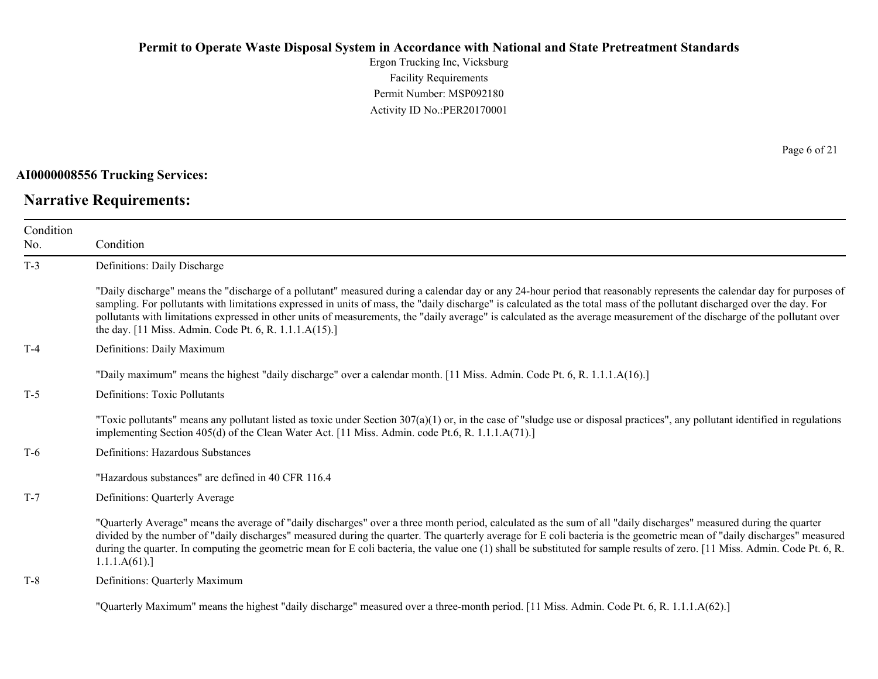**AI0000008556 Trucking Services:**

## Narrative Requirements:

| Condition No. | Condition |
|---|---|
| T-3 | Definitions: Daily Discharge<br><br>"Daily discharge" means the "discharge of a pollutant" measured during a calendar day or any 24-hour period that reasonably represents the calendar day for purposes of sampling. For pollutants with limitations expressed in units of mass, the "daily discharge" is calculated as the total mass of the pollutant discharged over the day. For pollutants with limitations expressed in other units of measurements, the "daily average" is calculated as the average measurement of the discharge of the pollutant over the day. [11 Miss. Admin. Code Pt. 6, R. 1.1.1.A(15).] |
| T-4 | Definitions: Daily Maximum<br><br>"Daily maximum" means the highest "daily discharge" over a calendar month. [11 Miss. Admin. Code Pt. 6, R. 1.1.1.A(16).] |
| T-5 | Definitions: Toxic Pollutants<br><br>"Toxic pollutants" means any pollutant listed as toxic under Section 307(a)(1) or, in the case of "sludge use or disposal practices", any pollutant identified in regulations implementing Section 405(d) of the Clean Water Act. [11 Miss. Admin. code Pt.6, R. 1.1.1.A(71).] |
| T-6 | Definitions: Hazardous Substances<br><br>"Hazardous substances" are defined in 40 CFR 116.4 |
| T-7 | Definitions: Quarterly Average<br><br>"Quarterly Average" means the average of "daily discharges" over a three month period, calculated as the sum of all "daily discharges" measured during the quarter divided by the number of "daily discharges" measured during the quarter. The quarterly average for E coli bacteria is the geometric mean of "daily discharges" measured during the quarter. In computing the geometric mean for E coli bacteria, the value one (1) shall be substituted for sample results of zero. [11 Miss. Admin. Code Pt. 6, R. 1.1.1.A(61).] |
| T-8 | Definitions: Quarterly Maximum<br><br>"Quarterly Maximum" means the highest "daily discharge" measured over a three-month period. [11 Miss. Admin. Code Pt. 6, R. 1.1.1.A(62).] |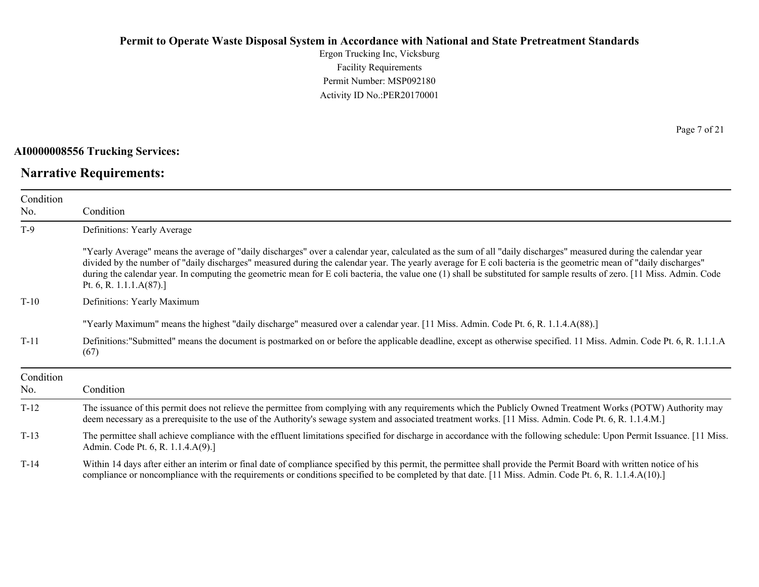**AI0000008556 Trucking Services:**

## Narrative Requirements:

| Condition No. | Condition |
|---|---|
| T-9 | Definitions: Yearly Average<br><br>"Yearly Average" means the average of "daily discharges" over a calendar year, calculated as the sum of all "daily discharges" measured during the calendar year divided by the number of "daily discharges" measured during the calendar year. The yearly average for E coli bacteria is the geometric mean of "daily discharges" during the calendar year. In computing the geometric mean for E coli bacteria, the value one (1) shall be substituted for sample results of zero. [11 Miss. Admin. Code Pt. 6, R. 1.1.1.A(87).] |
| T-10 | Definitions: Yearly Maximum<br><br>"Yearly Maximum" means the highest "daily discharge" measured over a calendar year. [11 Miss. Admin. Code Pt. 6, R. 1.1.4.A(88).] |
| T-11 | Definitions:"Submitted" means the document is postmarked on or before the applicable deadline, except as otherwise specified. 11 Miss. Admin. Code Pt. 6, R. 1.1.1.A (67) |

| Condition No. | Condition |
|---|---|
| T-12 | The issuance of this permit does not relieve the permittee from complying with any requirements which the Publicly Owned Treatment Works (POTW) Authority may deem necessary as a prerequisite to the use of the Authority's sewage system and associated treatment works. [11 Miss. Admin. Code Pt. 6, R. 1.1.4.M.] |
| T-13 | The permittee shall achieve compliance with the effluent limitations specified for discharge in accordance with the following schedule: Upon Permit Issuance. [11 Miss. Admin. Code Pt. 6, R. 1.1.4.A(9).] |
| T-14 | Within 14 days after either an interim or final date of compliance specified by this permit, the permittee shall provide the Permit Board with written notice of his compliance or noncompliance with the requirements or conditions specified to be completed by that date. [11 Miss. Admin. Code Pt. 6, R. 1.1.4.A(10).] |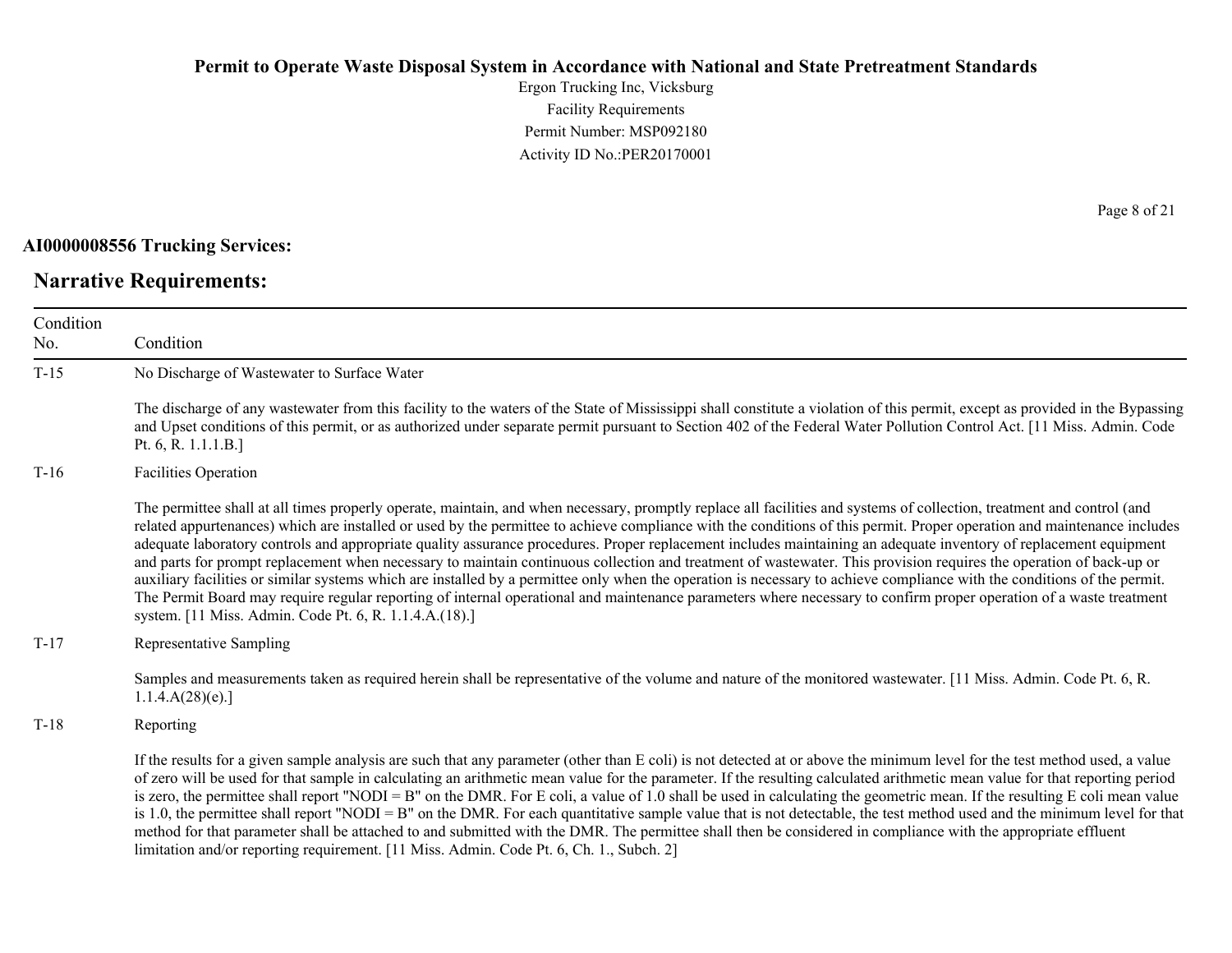**AI0000008556 Trucking Services:**

## Narrative Requirements:

| Condition No. | Condition |
|---|---|
| T-15 | No Discharge of Wastewater to Surface Water<br><br>The discharge of any wastewater from this facility to the waters of the State of Mississippi shall constitute a violation of this permit, except as provided in the Bypassing and Upset conditions of this permit, or as authorized under separate permit pursuant to Section 402 of the Federal Water Pollution Control Act. [11 Miss. Admin. Code Pt. 6, R. 1.1.1.B.] |
| T-16 | Facilities Operation<br><br>The permittee shall at all times properly operate, maintain, and when necessary, promptly replace all facilities and systems of collection, treatment and control (and related appurtenances) which are installed or used by the permittee to achieve compliance with the conditions of this permit. Proper operation and maintenance includes adequate laboratory controls and appropriate quality assurance procedures. Proper replacement includes maintaining an adequate inventory of replacement equipment and parts for prompt replacement when necessary to maintain continuous collection and treatment of wastewater. This provision requires the operation of back-up or auxiliary facilities or similar systems which are installed by a permittee only when the operation is necessary to achieve compliance with the conditions of the permit. The Permit Board may require regular reporting of internal operational and maintenance parameters where necessary to confirm proper operation of a waste treatment system. [11 Miss. Admin. Code Pt. 6, R. 1.1.4.A.(18).] |
| T-17 | Representative Sampling<br><br>Samples and measurements taken as required herein shall be representative of the volume and nature of the monitored wastewater. [11 Miss. Admin. Code Pt. 6, R. 1.1.4.A(28)(e).] |
| T-18 | Reporting<br><br>If the results for a given sample analysis are such that any parameter (other than E coli) is not detected at or above the minimum level for the test method used, a value of zero will be used for that sample in calculating an arithmetic mean value for the parameter. If the resulting calculated arithmetic mean value for that reporting period is zero, the permittee shall report "NODI = B" on the DMR. For E coli, a value of 1.0 shall be used in calculating the geometric mean. If the resulting E coli mean value is 1.0, the permittee shall report "NODI = B" on the DMR. For each quantitative sample value that is not detectable, the test method used and the minimum level for that method for that parameter shall be attached to and submitted with the DMR. The permittee shall then be considered in compliance with the appropriate effluent limitation and/or reporting requirement. [11 Miss. Admin. Code Pt. 6, Ch. 1., Subch. 2] |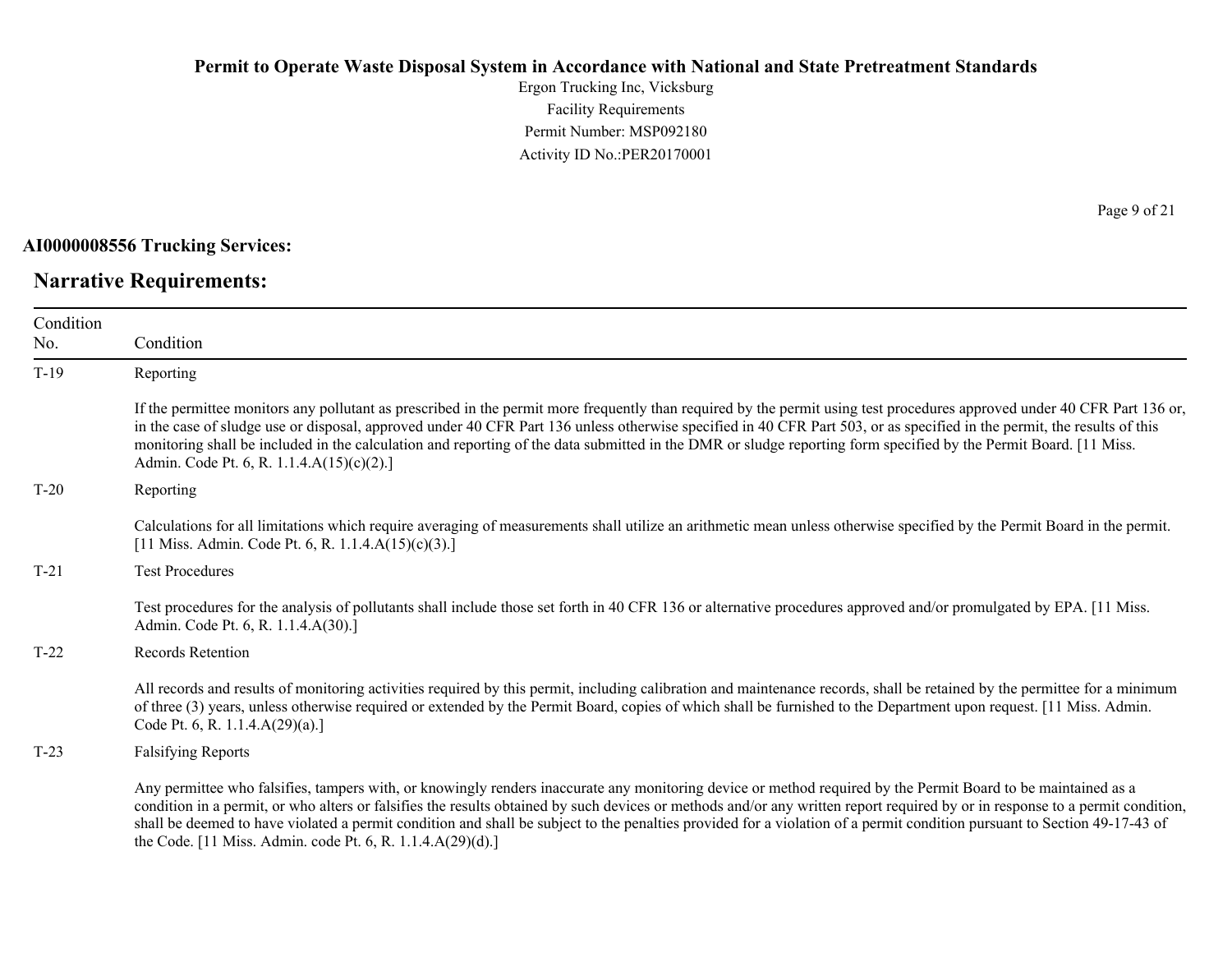**AI0000008556 Trucking Services:**

## Narrative Requirements:

| Condition No. | Condition |
| --- | --- |
| T-19 | Reporting<br><br>If the permittee monitors any pollutant as prescribed in the permit more frequently than required by the permit using test procedures approved under 40 CFR Part 136 or, in the case of sludge use or disposal, approved under 40 CFR Part 136 unless otherwise specified in 40 CFR Part 503, or as specified in the permit, the results of this monitoring shall be included in the calculation and reporting of the data submitted in the DMR or sludge reporting form specified by the Permit Board. [11 Miss. Admin. Code Pt. 6, R. 1.1.4.A(15)(c)(2).] |
| T-20 | Reporting<br><br>Calculations for all limitations which require averaging of measurements shall utilize an arithmetic mean unless otherwise specified by the Permit Board in the permit. [11 Miss. Admin. Code Pt. 6, R. 1.1.4.A(15)(c)(3).] |
| T-21 | Test Procedures<br><br>Test procedures for the analysis of pollutants shall include those set forth in 40 CFR 136 or alternative procedures approved and/or promulgated by EPA. [11 Miss. Admin. Code Pt. 6, R. 1.1.4.A(30).] |
| T-22 | Records Retention<br><br>All records and results of monitoring activities required by this permit, including calibration and maintenance records, shall be retained by the permittee for a minimum of three (3) years, unless otherwise required or extended by the Permit Board, copies of which shall be furnished to the Department upon request. [11 Miss. Admin. Code Pt. 6, R. 1.1.4.A(29)(a).] |
| T-23 | Falsifying Reports<br><br>Any permittee who falsifies, tampers with, or knowingly renders inaccurate any monitoring device or method required by the Permit Board to be maintained as a condition in a permit, or who alters or falsifies the results obtained by such devices or methods and/or any written report required by or in response to a permit condition, shall be deemed to have violated a permit condition and shall be subject to the penalties provided for a violation of a permit condition pursuant to Section 49-17-43 of the Code. [11 Miss. Admin. code Pt. 6, R. 1.1.4.A(29)(d).] |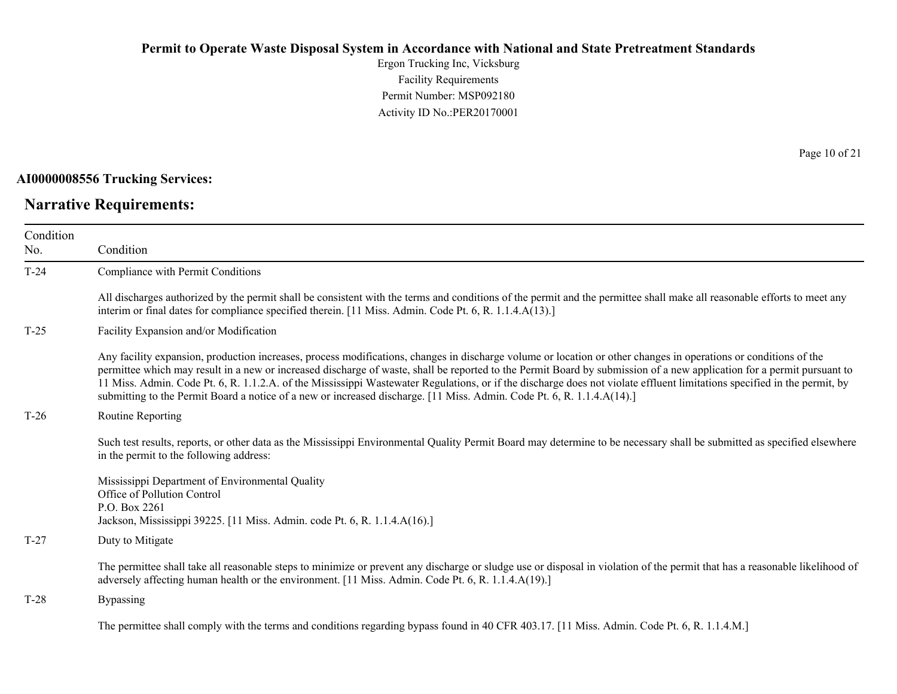**AI0000008556 Trucking Services:**

## Narrative Requirements:

| Condition No. | Condition |
| --- | --- |
| T-24 | Compliance with Permit Conditions<br><br>All discharges authorized by the permit shall be consistent with the terms and conditions of the permit and the permittee shall make all reasonable efforts to meet any interim or final dates for compliance specified therein. [11 Miss. Admin. Code Pt. 6, R. 1.1.4.A(13).] |
| T-25 | Facility Expansion and/or Modification<br><br>Any facility expansion, production increases, process modifications, changes in discharge volume or location or other changes in operations or conditions of the permittee which may result in a new or increased discharge of waste, shall be reported to the Permit Board by submission of a new application for a permit pursuant to 11 Miss. Admin. Code Pt. 6, R. 1.1.2.A. of the Mississippi Wastewater Regulations, or if the discharge does not violate effluent limitations specified in the permit, by submitting to the Permit Board a notice of a new or increased discharge. [11 Miss. Admin. Code Pt. 6, R. 1.1.4.A(14).] |
| T-26 | Routine Reporting<br><br>Such test results, reports, or other data as the Mississippi Environmental Quality Permit Board may determine to be necessary shall be submitted as specified elsewhere in the permit to the following address:<br><br>Mississippi Department of Environmental Quality<br>Office of Pollution Control<br>P.O. Box 2261<br>Jackson, Mississippi 39225. [11 Miss. Admin. code Pt. 6, R. 1.1.4.A(16).] |
| T-27 | Duty to Mitigate<br><br>The permittee shall take all reasonable steps to minimize or prevent any discharge or sludge use or disposal in violation of the permit that has a reasonable likelihood of adversely affecting human health or the environment. [11 Miss. Admin. Code Pt. 6, R. 1.1.4.A(19).] |
| T-28 | Bypassing<br><br>The permittee shall comply with the terms and conditions regarding bypass found in 40 CFR 403.17. [11 Miss. Admin. Code Pt. 6, R. 1.1.4.M.] |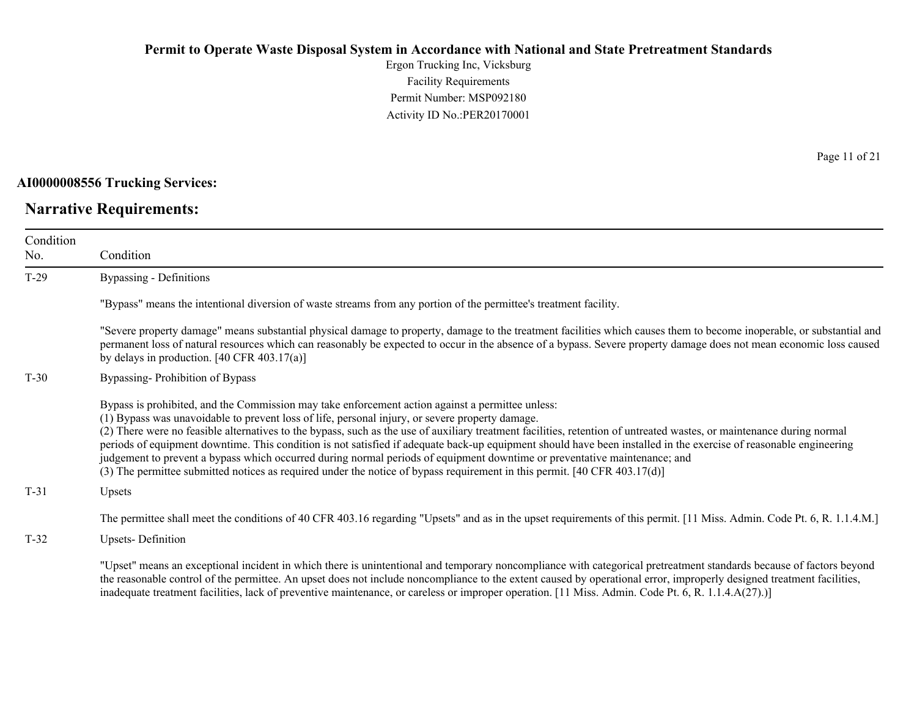**AI0000008556 Trucking Services:**

## Narrative Requirements:

| Condition No. | Condition |
|---|---|
| T-29 | Bypassing - Definitions<br><br>"Bypass" means the intentional diversion of waste streams from any portion of the permittee's treatment facility.<br><br>"Severe property damage" means substantial physical damage to property, damage to the treatment facilities which causes them to become inoperable, or substantial and permanent loss of natural resources which can reasonably be expected to occur in the absence of a bypass. Severe property damage does not mean economic loss caused by delays in production. [40 CFR 403.17(a)] |
| T-30 | Bypassing- Prohibition of Bypass<br><br>Bypass is prohibited, and the Commission may take enforcement action against a permittee unless:<br>(1) Bypass was unavoidable to prevent loss of life, personal injury, or severe property damage.<br>(2) There were no feasible alternatives to the bypass, such as the use of auxiliary treatment facilities, retention of untreated wastes, or maintenance during normal periods of equipment downtime. This condition is not satisfied if adequate back-up equipment should have been installed in the exercise of reasonable engineering judgement to prevent a bypass which occurred during normal periods of equipment downtime or preventative maintenance; and<br>(3) The permittee submitted notices as required under the notice of bypass requirement in this permit. [40 CFR 403.17(d)] |
| T-31 | Upsets<br><br>The permittee shall meet the conditions of 40 CFR 403.16 regarding "Upsets" and as in the upset requirements of this permit. [11 Miss. Admin. Code Pt. 6, R. 1.1.4.M.] |
| T-32 | Upsets- Definition<br><br>"Upset" means an exceptional incident in which there is unintentional and temporary noncompliance with categorical pretreatment standards because of factors beyond the reasonable control of the permittee. An upset does not include noncompliance to the extent caused by operational error, improperly designed treatment facilities, inadequate treatment facilities, lack of preventive maintenance, or careless or improper operation. [11 Miss. Admin. Code Pt. 6, R. 1.1.4.A(27).)] |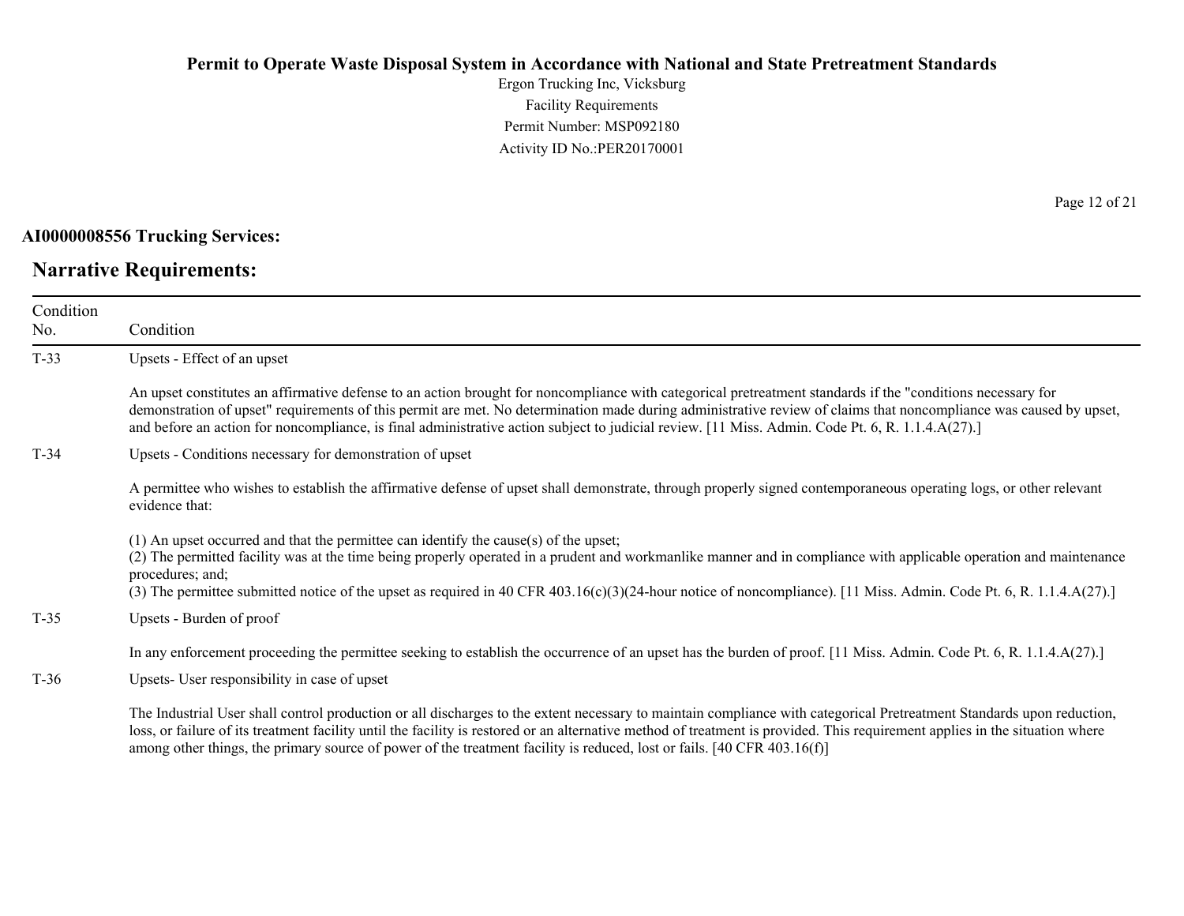**AI0000008556 Trucking Services:**

## Narrative Requirements:

| Condition No. | Condition |
|---|---|
| T-33 | Upsets - Effect of an upset<br><br>An upset constitutes an affirmative defense to an action brought for noncompliance with categorical pretreatment standards if the "conditions necessary for demonstration of upset" requirements of this permit are met. No determination made during administrative review of claims that noncompliance was caused by upset, and before an action for noncompliance, is final administrative action subject to judicial review. [11 Miss. Admin. Code Pt. 6, R. 1.1.4.A(27).] |
| T-34 | Upsets - Conditions necessary for demonstration of upset<br><br>A permittee who wishes to establish the affirmative defense of upset shall demonstrate, through properly signed contemporaneous operating logs, or other relevant evidence that:<br><br>(1) An upset occurred and that the permittee can identify the cause(s) of the upset;<br>(2) The permitted facility was at the time being properly operated in a prudent and workmanlike manner and in compliance with applicable operation and maintenance procedures; and;<br>(3) The permittee submitted notice of the upset as required in 40 CFR 403.16(c)(3)(24-hour notice of noncompliance). [11 Miss. Admin. Code Pt. 6, R. 1.1.4.A(27).] |
| T-35 | Upsets - Burden of proof<br><br>In any enforcement proceeding the permittee seeking to establish the occurrence of an upset has the burden of proof. [11 Miss. Admin. Code Pt. 6, R. 1.1.4.A(27).] |
| T-36 | Upsets- User responsibility in case of upset<br><br>The Industrial User shall control production or all discharges to the extent necessary to maintain compliance with categorical Pretreatment Standards upon reduction, loss, or failure of its treatment facility until the facility is restored or an alternative method of treatment is provided. This requirement applies in the situation where among other things, the primary source of power of the treatment facility is reduced, lost or fails. [40 CFR 403.16(f)] |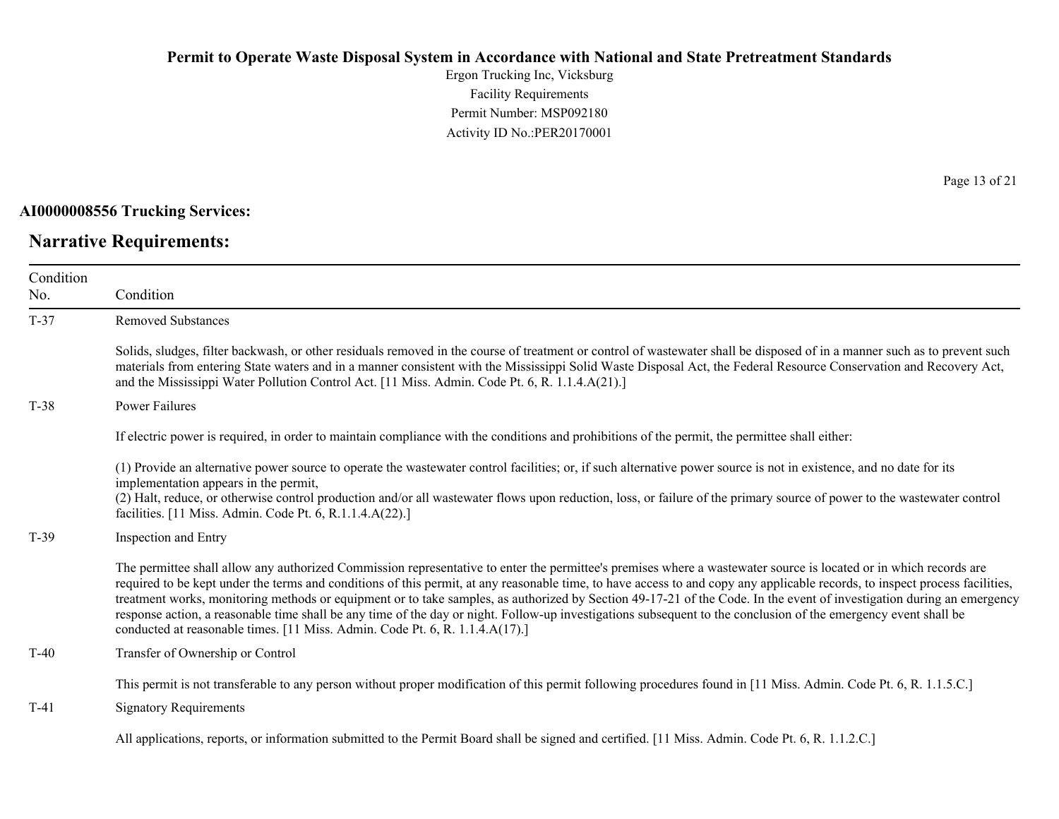**AI0000008556 Trucking Services:**

## Narrative Requirements:

| Condition No. | Condition |
|---|---|
| T-37 | Removed Substances<br><br>Solids, sludges, filter backwash, or other residuals removed in the course of treatment or control of wastewater shall be disposed of in a manner such as to prevent such materials from entering State waters and in a manner consistent with the Mississippi Solid Waste Disposal Act, the Federal Resource Conservation and Recovery Act, and the Mississippi Water Pollution Control Act. [11 Miss. Admin. Code Pt. 6, R. 1.1.4.A(21).] |
| T-38 | Power Failures<br><br>If electric power is required, in order to maintain compliance with the conditions and prohibitions of the permit, the permittee shall either:<br><br>(1) Provide an alternative power source to operate the wastewater control facilities; or, if such alternative power source is not in existence, and no date for its implementation appears in the permit,<br>(2) Halt, reduce, or otherwise control production and/or all wastewater flows upon reduction, loss, or failure of the primary source of power to the wastewater control facilities. [11 Miss. Admin. Code Pt. 6, R.1.1.4.A(22).] |
| T-39 | Inspection and Entry<br><br>The permittee shall allow any authorized Commission representative to enter the permittee's premises where a wastewater source is located or in which records are required to be kept under the terms and conditions of this permit, at any reasonable time, to have access to and copy any applicable records, to inspect process facilities, treatment works, monitoring methods or equipment or to take samples, as authorized by Section 49-17-21 of the Code. In the event of investigation during an emergency response action, a reasonable time shall be any time of the day or night. Follow-up investigations subsequent to the conclusion of the emergency event shall be conducted at reasonable times. [11 Miss. Admin. Code Pt. 6, R. 1.1.4.A(17).] |
| T-40 | Transfer of Ownership or Control<br><br>This permit is not transferable to any person without proper modification of this permit following procedures found in [11 Miss. Admin. Code Pt. 6, R. 1.1.5.C.] |
| T-41 | Signatory Requirements<br><br>All applications, reports, or information submitted to the Permit Board shall be signed and certified. [11 Miss. Admin. Code Pt. 6, R. 1.1.2.C.] |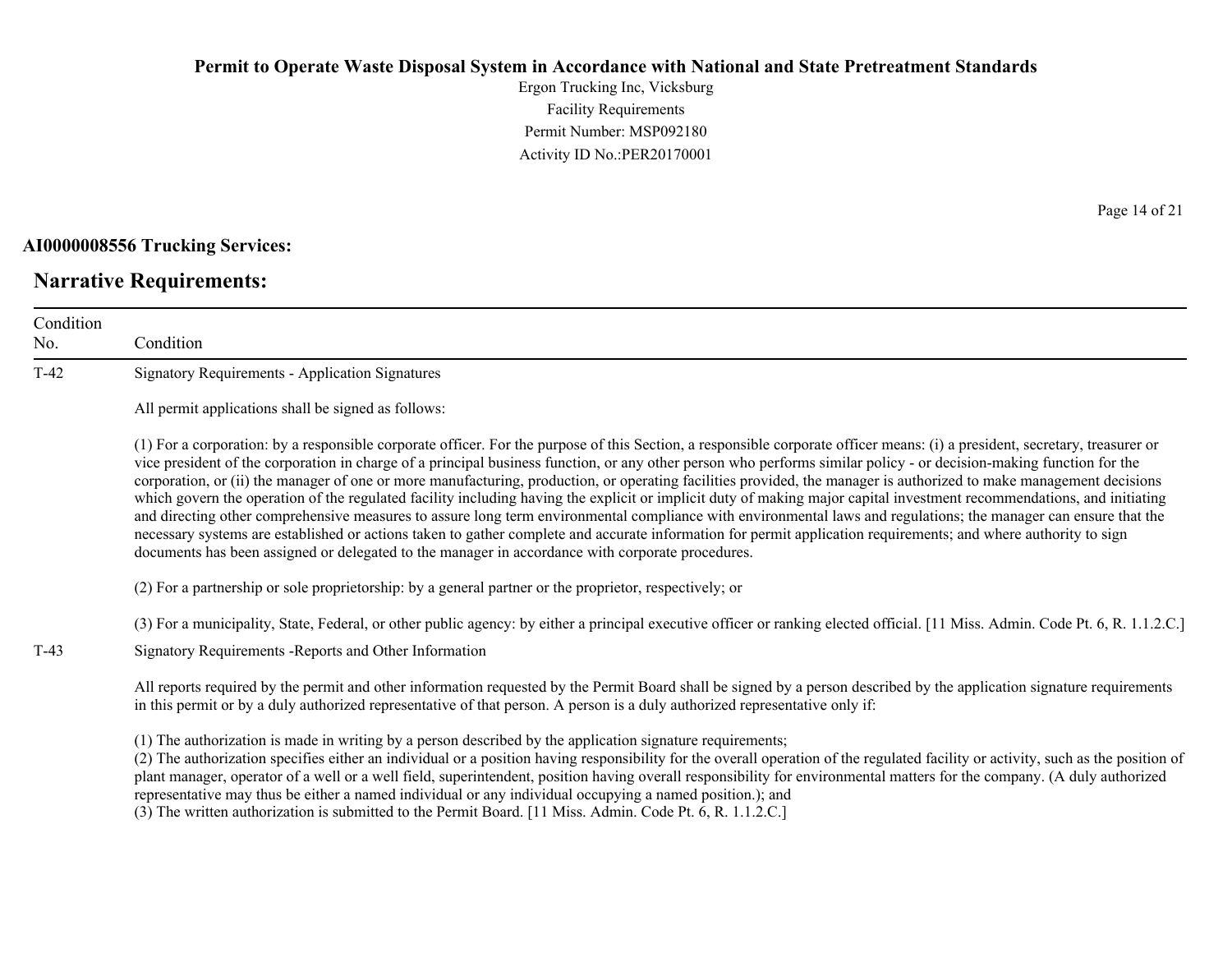**AI0000008556 Trucking Services:**

## Narrative Requirements:

| Condition No. | Condition |
|---|---|
| T-42 | Signatory Requirements - Application Signatures<br><br>All permit applications shall be signed as follows:<br><br>(1) For a corporation: by a responsible corporate officer. For the purpose of this Section, a responsible corporate officer means: (i) a president, secretary, treasurer or vice president of the corporation in charge of a principal business function, or any other person who performs similar policy - or decision-making function for the corporation, or (ii) the manager of one or more manufacturing, production, or operating facilities provided, the manager is authorized to make management decisions which govern the operation of the regulated facility including having the explicit or implicit duty of making major capital investment recommendations, and initiating and directing other comprehensive measures to assure long term environmental compliance with environmental laws and regulations; the manager can ensure that the necessary systems are established or actions taken to gather complete and accurate information for permit application requirements; and where authority to sign documents has been assigned or delegated to the manager in accordance with corporate procedures.<br><br>(2) For a partnership or sole proprietorship: by a general partner or the proprietor, respectively; or<br><br>(3) For a municipality, State, Federal, or other public agency: by either a principal executive officer or ranking elected official. [11 Miss. Admin. Code Pt. 6, R. 1.1.2.C.] |
| T-43 | Signatory Requirements -Reports and Other Information<br><br>All reports required by the permit and other information requested by the Permit Board shall be signed by a person described by the application signature requirements in this permit or by a duly authorized representative of that person. A person is a duly authorized representative only if:<br><br>(1) The authorization is made in writing by a person described by the application signature requirements;<br>(2) The authorization specifies either an individual or a position having responsibility for the overall operation of the regulated facility or activity, such as the position of plant manager, operator of a well or a well field, superintendent, position having overall responsibility for environmental matters for the company. (A duly authorized representative may thus be either a named individual or any individual occupying a named position.); and<br>(3) The written authorization is submitted to the Permit Board. [11 Miss. Admin. Code Pt. 6, R. 1.1.2.C.] |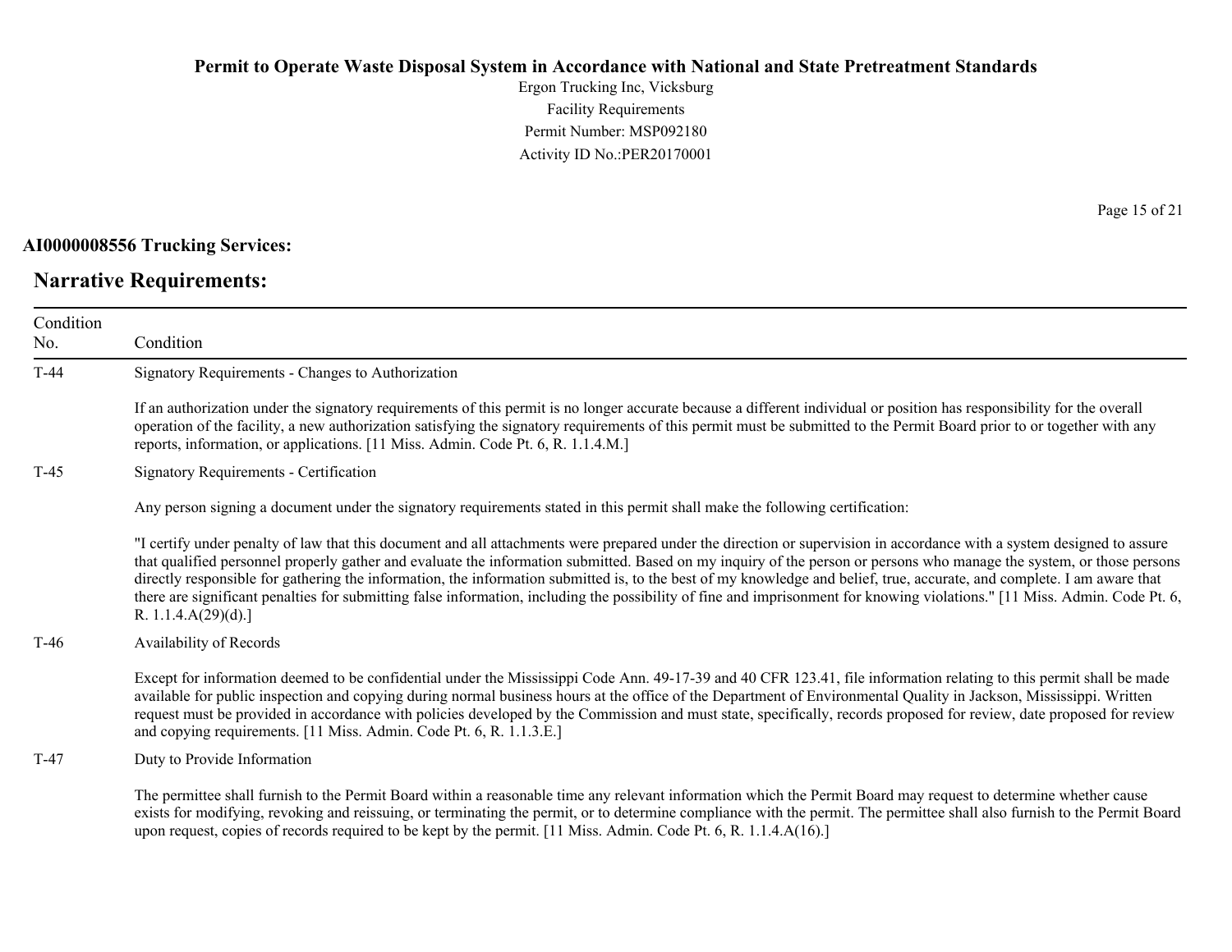**AI0000008556 Trucking Services:**

## Narrative Requirements:

| Condition No. | Condition |
|---|---|
| T-44 | Signatory Requirements - Changes to Authorization<br><br>If an authorization under the signatory requirements of this permit is no longer accurate because a different individual or position has responsibility for the overall operation of the facility, a new authorization satisfying the signatory requirements of this permit must be submitted to the Permit Board prior to or together with any reports, information, or applications. [11 Miss. Admin. Code Pt. 6, R. 1.1.4.M.] |
| T-45 | Signatory Requirements - Certification<br><br>Any person signing a document under the signatory requirements stated in this permit shall make the following certification:<br><br>"I certify under penalty of law that this document and all attachments were prepared under the direction or supervision in accordance with a system designed to assure that qualified personnel properly gather and evaluate the information submitted. Based on my inquiry of the person or persons who manage the system, or those persons directly responsible for gathering the information, the information submitted is, to the best of my knowledge and belief, true, accurate, and complete. I am aware that there are significant penalties for submitting false information, including the possibility of fine and imprisonment for knowing violations." [11 Miss. Admin. Code Pt. 6, R. 1.1.4.A(29)(d).] |
| T-46 | Availability of Records<br><br>Except for information deemed to be confidential under the Mississippi Code Ann. 49-17-39 and 40 CFR 123.41, file information relating to this permit shall be made available for public inspection and copying during normal business hours at the office of the Department of Environmental Quality in Jackson, Mississippi. Written request must be provided in accordance with policies developed by the Commission and must state, specifically, records proposed for review, date proposed for review and copying requirements. [11 Miss. Admin. Code Pt. 6, R. 1.1.3.E.] |
| T-47 | Duty to Provide Information<br><br>The permittee shall furnish to the Permit Board within a reasonable time any relevant information which the Permit Board may request to determine whether cause exists for modifying, revoking and reissuing, or terminating the permit, or to determine compliance with the permit. The permittee shall also furnish to the Permit Board upon request, copies of records required to be kept by the permit. [11 Miss. Admin. Code Pt. 6, R. 1.1.4.A(16).] |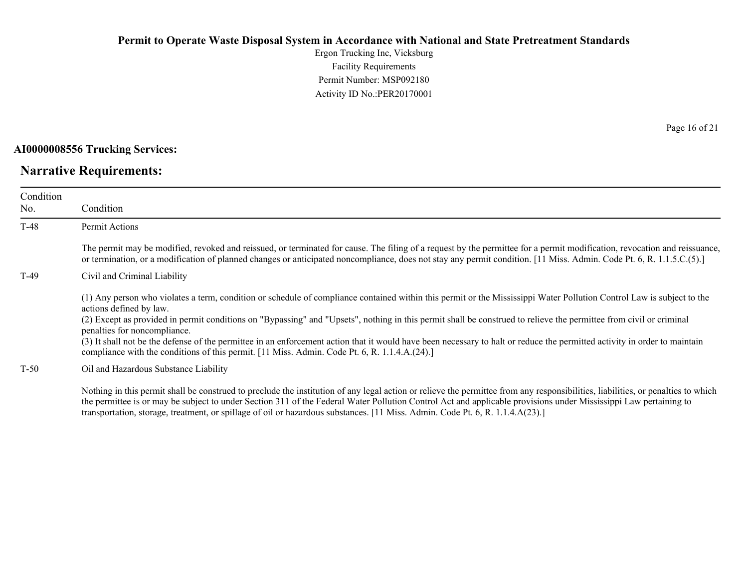**AI0000008556 Trucking Services:**

## Narrative Requirements:

| Condition No. | Condition |
|---|---|
| T-48 | Permit Actions<br><br>The permit may be modified, revoked and reissued, or terminated for cause. The filing of a request by the permittee for a permit modification, revocation and reissuance, or termination, or a modification of planned changes or anticipated noncompliance, does not stay any permit condition. [11 Miss. Admin. Code Pt. 6, R. 1.1.5.C.(5).] |
| T-49 | Civil and Criminal Liability<br><br>(1) Any person who violates a term, condition or schedule of compliance contained within this permit or the Mississippi Water Pollution Control Law is subject to the actions defined by law.<br>(2) Except as provided in permit conditions on "Bypassing" and "Upsets", nothing in this permit shall be construed to relieve the permittee from civil or criminal penalties for noncompliance.<br>(3) It shall not be the defense of the permittee in an enforcement action that it would have been necessary to halt or reduce the permitted activity in order to maintain compliance with the conditions of this permit. [11 Miss. Admin. Code Pt. 6, R. 1.1.4.A.(24).] |
| T-50 | Oil and Hazardous Substance Liability<br><br>Nothing in this permit shall be construed to preclude the institution of any legal action or relieve the permittee from any responsibilities, liabilities, or penalties to which the permittee is or may be subject to under Section 311 of the Federal Water Pollution Control Act and applicable provisions under Mississippi Law pertaining to transportation, storage, treatment, or spillage of oil or hazardous substances. [11 Miss. Admin. Code Pt. 6, R. 1.1.4.A(23).] |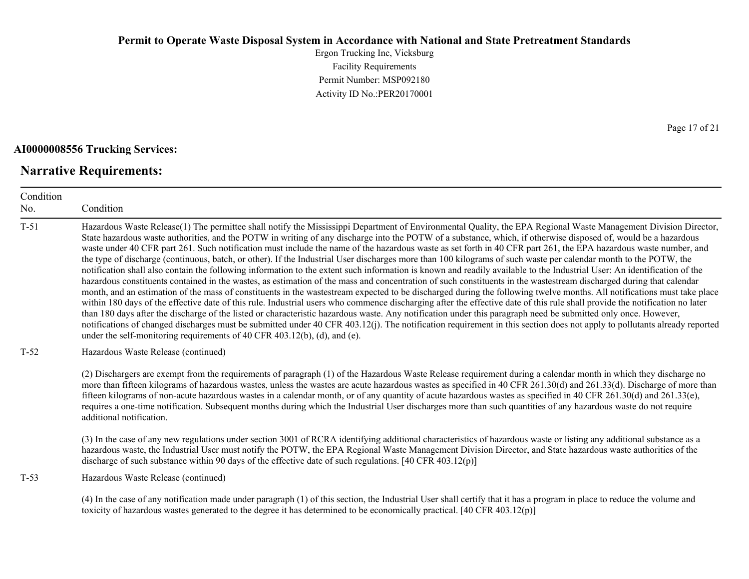**AI0000008556 Trucking Services:**

## Narrative Requirements:

| Condition No. | Condition |
|---|---|
| T-51 | Hazardous Waste Release(1) The permittee shall notify the Mississippi Department of Environmental Quality, the EPA Regional Waste Management Division Director, State hazardous waste authorities, and the POTW in writing of any discharge into the POTW of a substance, which, if otherwise disposed of, would be a hazardous waste under 40 CFR part 261. Such notification must include the name of the hazardous waste as set forth in 40 CFR part 261, the EPA hazardous waste number, and the type of discharge (continuous, batch, or other). If the Industrial User discharges more than 100 kilograms of such waste per calendar month to the POTW, the notification shall also contain the following information to the extent such information is known and readily available to the Industrial User: An identification of the hazardous constituents contained in the wastes, as estimation of the mass and concentration of such constituents in the wastestream discharged during that calendar month, and an estimation of the mass of constituents in the wastestream expected to be discharged during the following twelve months. All notifications must take place within 180 days of the effective date of this rule. Industrial users who commence discharging after the effective date of this rule shall provide the notification no later than 180 days after the discharge of the listed or characteristic hazardous waste. Any notification under this paragraph need be submitted only once. However, notifications of changed discharges must be submitted under 40 CFR 403.12(j). The notification requirement in this section does not apply to pollutants already reported under the self-monitoring requirements of 40 CFR 403.12(b), (d), and (e). |
| T-52 | Hazardous Waste Release (continued)<br><br>(2) Dischargers are exempt from the requirements of paragraph (1) of the Hazardous Waste Release requirement during a calendar month in which they discharge no more than fifteen kilograms of hazardous wastes, unless the wastes are acute hazardous wastes as specified in 40 CFR 261.30(d) and 261.33(d). Discharge of more than fifteen kilograms of non-acute hazardous wastes in a calendar month, or of any quantity of acute hazardous wastes as specified in 40 CFR 261.30(d) and 261.33(e), requires a one-time notification. Subsequent months during which the Industrial User discharges more than such quantities of any hazardous waste do not require additional notification.<br><br>(3) In the case of any new regulations under section 3001 of RCRA identifying additional characteristics of hazardous waste or listing any additional substance as a hazardous waste, the Industrial User must notify the POTW, the EPA Regional Waste Management Division Director, and State hazardous waste authorities of the discharge of such substance within 90 days of the effective date of such regulations. [40 CFR 403.12(p)] |
| T-53 | Hazardous Waste Release (continued)<br><br>(4) In the case of any notification made under paragraph (1) of this section, the Industrial User shall certify that it has a program in place to reduce the volume and toxicity of hazardous wastes generated to the degree it has determined to be economically practical. [40 CFR 403.12(p)] |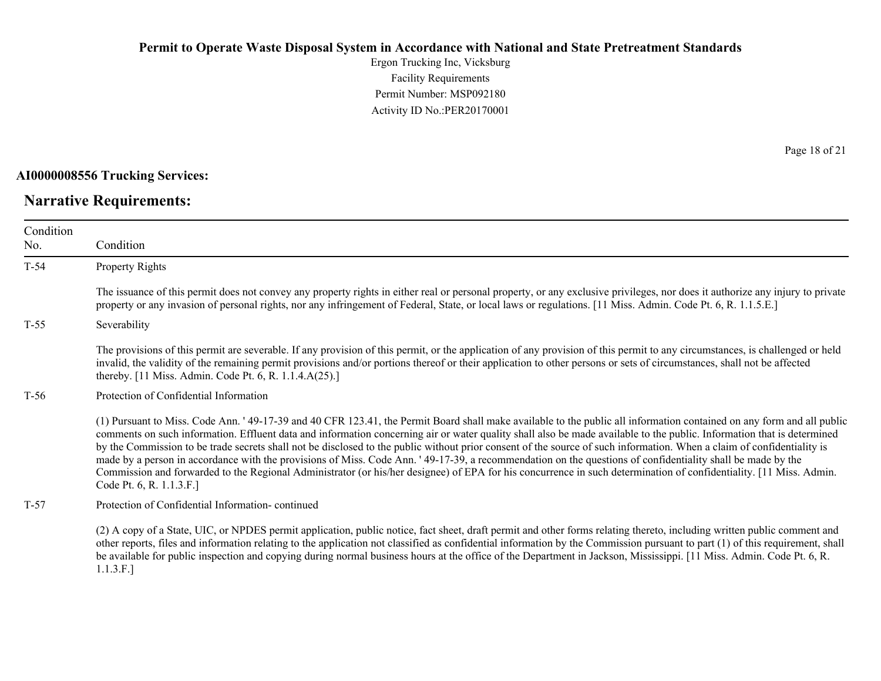**AI0000008556 Trucking Services:**

## Narrative Requirements:

| Condition No. | Condition |
|---|---|
| T-54 | Property Rights<br><br>The issuance of this permit does not convey any property rights in either real or personal property, or any exclusive privileges, nor does it authorize any injury to private property or any invasion of personal rights, nor any infringement of Federal, State, or local laws or regulations. [11 Miss. Admin. Code Pt. 6, R. 1.1.5.E.] |
| T-55 | Severability<br><br>The provisions of this permit are severable. If any provision of this permit, or the application of any provision of this permit to any circumstances, is challenged or held invalid, the validity of the remaining permit provisions and/or portions thereof or their application to other persons or sets of circumstances, shall not be affected thereby. [11 Miss. Admin. Code Pt. 6, R. 1.1.4.A(25).] |
| T-56 | Protection of Confidential Information<br><br>(1) Pursuant to Miss. Code Ann. ' 49-17-39 and 40 CFR 123.41, the Permit Board shall make available to the public all information contained on any form and all public comments on such information. Effluent data and information concerning air or water quality shall also be made available to the public. Information that is determined by the Commission to be trade secrets shall not be disclosed to the public without prior consent of the source of such information. When a claim of confidentiality is made by a person in accordance with the provisions of Miss. Code Ann. ' 49-17-39, a recommendation on the questions of confidentiality shall be made by the Commission and forwarded to the Regional Administrator (or his/her designee) of EPA for his concurrence in such determination of confidentiality. [11 Miss. Admin. Code Pt. 6, R. 1.1.3.F.] |
| T-57 | Protection of Confidential Information- continued<br><br>(2) A copy of a State, UIC, or NPDES permit application, public notice, fact sheet, draft permit and other forms relating thereto, including written public comment and other reports, files and information relating to the application not classified as confidential information by the Commission pursuant to part (1) of this requirement, shall be available for public inspection and copying during normal business hours at the office of the Department in Jackson, Mississippi. [11 Miss. Admin. Code Pt. 6, R. 1.1.3.F.] |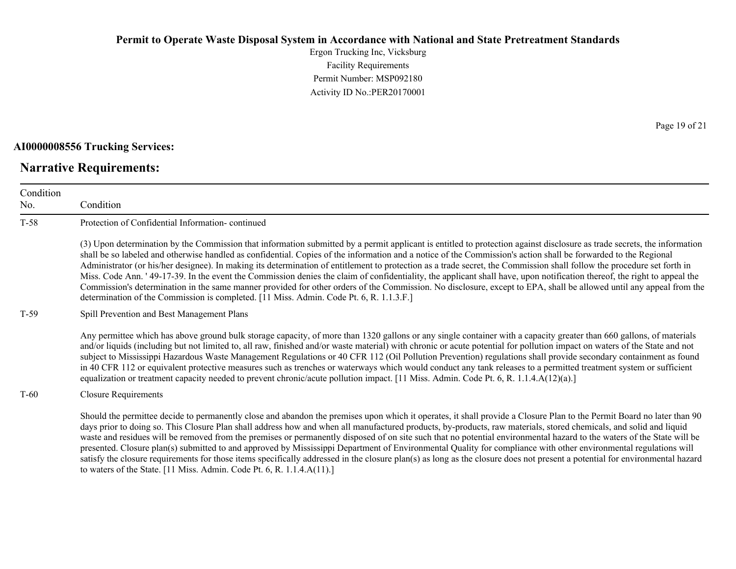**AI0000008556 Trucking Services:**

## Narrative Requirements:

| Condition No. | Condition |
|---|---|
| T-58 | Protection of Confidential Information- continued<br><br>(3) Upon determination by the Commission that information submitted by a permit applicant is entitled to protection against disclosure as trade secrets, the information shall be so labeled and otherwise handled as confidential. Copies of the information and a notice of the Commission's action shall be forwarded to the Regional Administrator (or his/her designee). In making its determination of entitlement to protection as a trade secret, the Commission shall follow the procedure set forth in Miss. Code Ann. ' 49-17-39. In the event the Commission denies the claim of confidentiality, the applicant shall have, upon notification thereof, the right to appeal the Commission's determination in the same manner provided for other orders of the Commission. No disclosure, except to EPA, shall be allowed until any appeal from the determination of the Commission is completed. [11 Miss. Admin. Code Pt. 6, R. 1.1.3.F.] |
| T-59 | Spill Prevention and Best Management Plans<br><br>Any permittee which has above ground bulk storage capacity, of more than 1320 gallons or any single container with a capacity greater than 660 gallons, of materials and/or liquids (including but not limited to, all raw, finished and/or waste material) with chronic or acute potential for pollution impact on waters of the State and not subject to Mississippi Hazardous Waste Management Regulations or 40 CFR 112 (Oil Pollution Prevention) regulations shall provide secondary containment as found in 40 CFR 112 or equivalent protective measures such as trenches or waterways which would conduct any tank releases to a permitted treatment system or sufficient equalization or treatment capacity needed to prevent chronic/acute pollution impact. [11 Miss. Admin. Code Pt. 6, R. 1.1.4.A(12)(a).] |
| T-60 | Closure Requirements<br><br>Should the permittee decide to permanently close and abandon the premises upon which it operates, it shall provide a Closure Plan to the Permit Board no later than 90 days prior to doing so. This Closure Plan shall address how and when all manufactured products, by-products, raw materials, stored chemicals, and solid and liquid waste and residues will be removed from the premises or permanently disposed of on site such that no potential environmental hazard to the waters of the State will be presented. Closure plan(s) submitted to and approved by Mississippi Department of Environmental Quality for compliance with other environmental regulations will satisfy the closure requirements for those items specifically addressed in the closure plan(s) as long as the closure does not present a potential for environmental hazard to waters of the State. [11 Miss. Admin. Code Pt. 6, R. 1.1.4.A(11).] |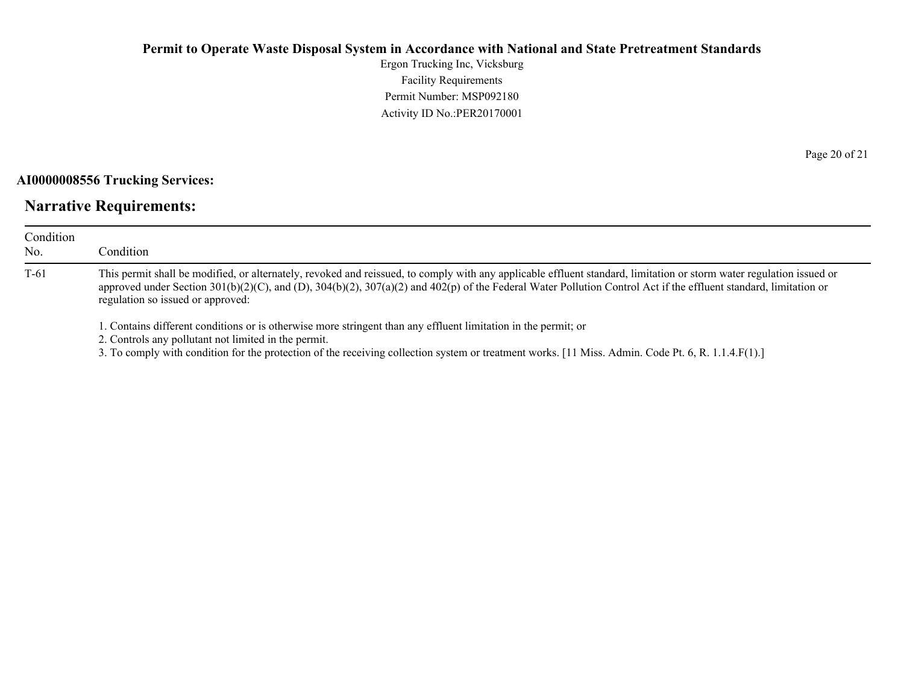**AI0000008556 Trucking Services:**

## Narrative Requirements:

| Condition No. | Condition |
|---|---|
| T-61 | This permit shall be modified, or alternately, revoked and reissued, to comply with any applicable effluent standard, limitation or storm water regulation issued or approved under Section 301(b)(2)(C), and (D), 304(b)(2), 307(a)(2) and 402(p) of the Federal Water Pollution Control Act if the effluent standard, limitation or regulation so issued or approved:<br><br>1. Contains different conditions or is otherwise more stringent than any effluent limitation in the permit; or<br>2. Controls any pollutant not limited in the permit.<br>3. To comply with condition for the protection of the receiving collection system or treatment works. [11 Miss. Admin. Code Pt. 6, R. 1.1.4.F(1).] |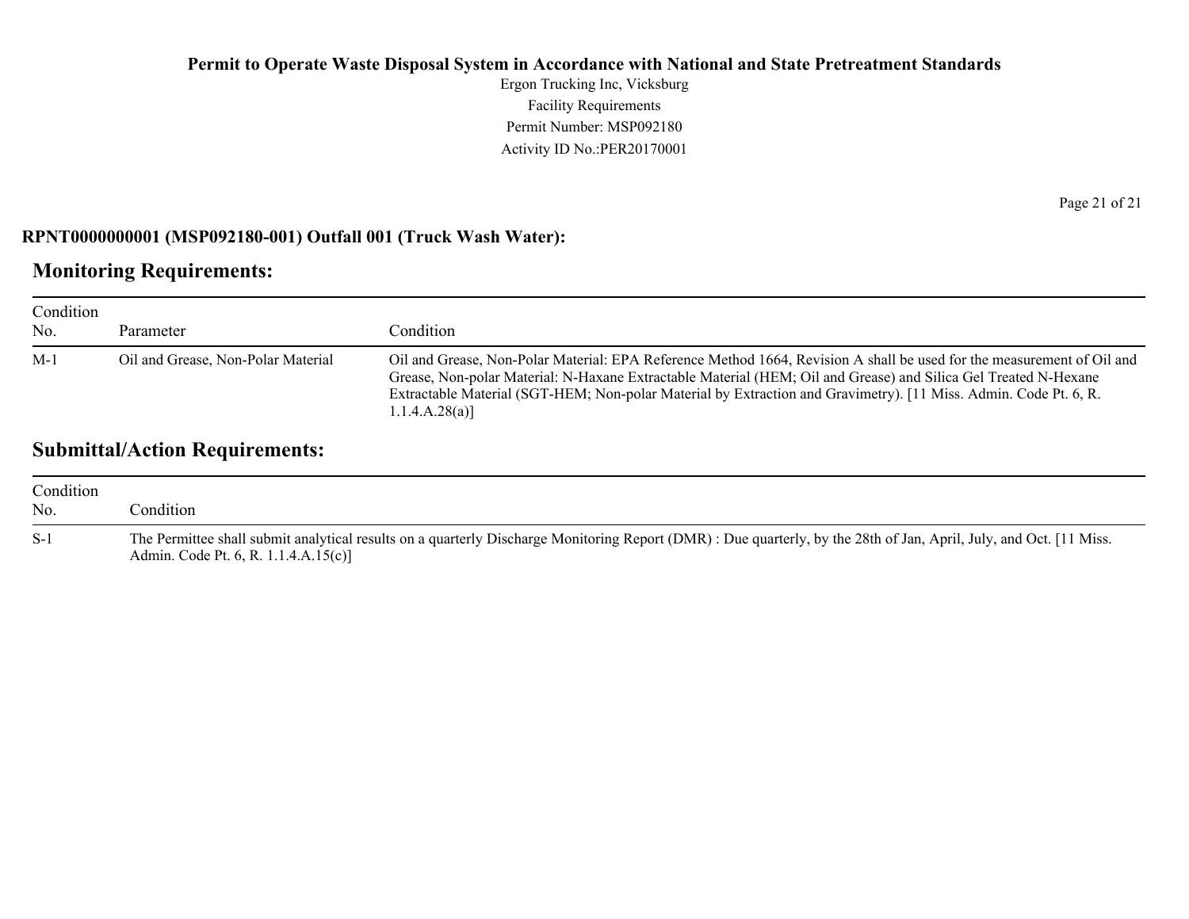**RPNT0000000001 (MSP092180-001) Outfall 001 (Truck Wash Water):**

## Monitoring Requirements:

| Condition No. | Parameter | Condition |
|---|---|---|
| M-1 | Oil and Grease, Non-Polar Material | Oil and Grease, Non-Polar Material: EPA Reference Method 1664, Revision A shall be used for the measurement of Oil and Grease, Non-polar Material: N-Haxane Extractable Material (HEM; Oil and Grease) and Silica Gel Treated N-Hexane Extractable Material (SGT-HEM; Non-polar Material by Extraction and Gravimetry). [11 Miss. Admin. Code Pt. 6, R. 1.1.4.A.28(a)] |

## Submittal/Action Requirements:

| Condition No. | Condition |
|---|---|
| S-1 | The Permittee shall submit analytical results on a quarterly Discharge Monitoring Report (DMR) : Due quarterly, by the 28th of Jan, April, July, and Oct. [11 Miss. Admin. Code Pt. 6, R. 1.1.4.A.15(c)] |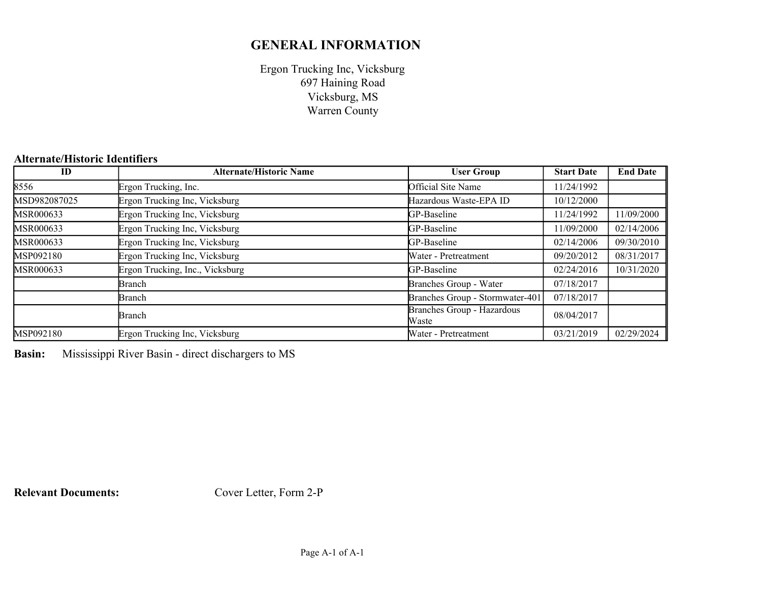# GENERAL INFORMATION

Ergon Trucking Inc, Vicksburg
697 Haining Road
Vicksburg, MS
Warren County

**Alternate/Historic Identifiers**

| ID | Alternate/Historic Name | User Group | Start Date | End Date |
|---|---|---|---|---|
| 8556 | Ergon Trucking, Inc. | Official Site Name | 11/24/1992 | |
| MSD982087025 | Ergon Trucking Inc, Vicksburg | Hazardous Waste-EPA ID | 10/12/2000 | |
| MSR000633 | Ergon Trucking Inc, Vicksburg | GP-Baseline | 11/24/1992 | 11/09/2000 |
| MSR000633 | Ergon Trucking Inc, Vicksburg | GP-Baseline | 11/09/2000 | 02/14/2006 |
| MSR000633 | Ergon Trucking Inc, Vicksburg | GP-Baseline | 02/14/2006 | 09/30/2010 |
| MSP092180 | Ergon Trucking Inc, Vicksburg | Water - Pretreatment | 09/20/2012 | 08/31/2017 |
| MSR000633 | Ergon Trucking, Inc., Vicksburg | GP-Baseline | 02/24/2016 | 10/31/2020 |
| | Branch | Branches Group - Water | 07/18/2017 | |
| | Branch | Branches Group - Stormwater-401 | 07/18/2017 | |
| | Branch | Branches Group - Hazardous Waste | 08/04/2017 | |
| MSP092180 | Ergon Trucking Inc, Vicksburg | Water - Pretreatment | 03/21/2019 | 02/29/2024 |

**Basin:** Mississippi River Basin - direct dischargers to MS

**Relevant Documents:** Cover Letter, Form 2-P